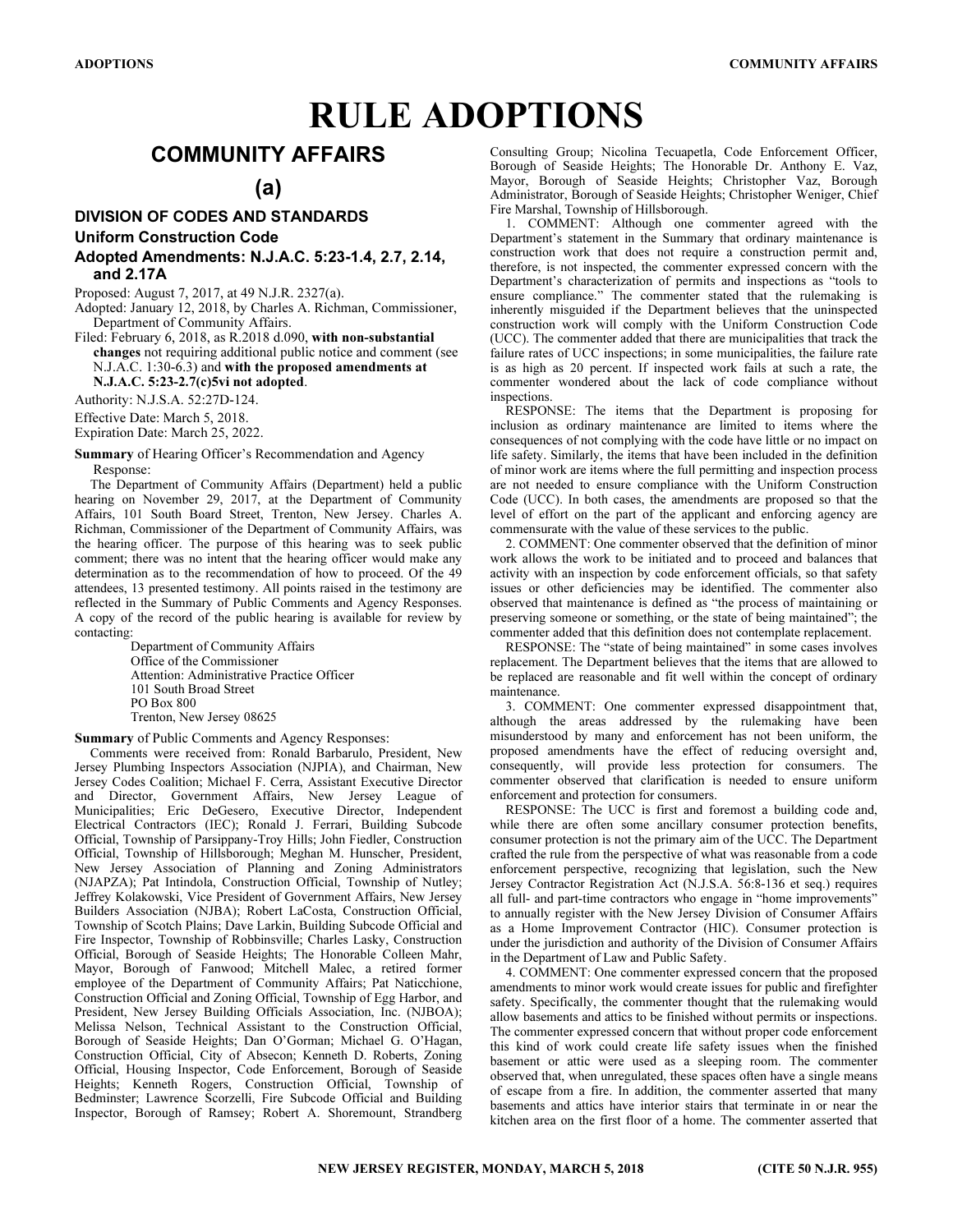# RULE ADOPTIONS

## COMMUNITY AFFAIRS

### (a)

### DIVISION OF CODES AND STANDARDS

### Uniform Construction Code

### Adopted Amendments: N.J.A.C. 5:23-1.4, 2.7, 2.14, and 2.17A

Proposed: August 7, 2017, at 49 N.J.R. 2327(a).

Adopted: January 12, 2018, by Charles A. Richman, Commissioner, Department of Community Affairs.

Filed: February 6, 2018, as R.2018 d.090, **with non-substantial changes** not requiring additional public notice and comment (see N.J.A.C. 1:30-6.3) and **with the proposed amendments at N.J.A.C. 5:23-2.7(c)5vi not adopted**.

Authority: N.J.S.A. 52:27D-124.

Effective Date: March 5, 2018.

Expiration Date: March 25, 2022.

**Summary** of Hearing Officer's Recommendation and Agency Response:

The Department of Community Affairs (Department) held a public hearing on November 29, 2017, at the Department of Community Affairs, 101 South Board Street, Trenton, New Jersey. Charles A. Richman, Commissioner of the Department of Community Affairs, was the hearing officer. The purpose of this hearing was to seek public comment; there was no intent that the hearing officer would make any determination as to the recommendation of how to proceed. Of the 49 attendees, 13 presented testimony. All points raised in the testimony are reflected in the Summary of Public Comments and Agency Responses. A copy of the record of the public hearing is available for review by contacting:

Department of Community Affairs
Office of the Commissioner
Attention: Administrative Practice Officer
101 South Broad Street
PO Box 800
Trenton, New Jersey 08625

**Summary** of Public Comments and Agency Responses:

Comments were received from: Ronald Barbarulo, President, New Jersey Plumbing Inspectors Association (NJPIA), and Chairman, New Jersey Codes Coalition; Michael F. Cerra, Assistant Executive Director and Director, Government Affairs, New Jersey League of Municipalities; Eric DeGesero, Executive Director, Independent Electrical Contractors (IEC); Ronald J. Ferrari, Building Subcode Official, Township of Parsippany-Troy Hills; John Fiedler, Construction Official, Township of Hillsborough; Meghan M. Hunscher, President, New Jersey Association of Planning and Zoning Administrators (NJAPZA); Pat Intindola, Construction Official, Township of Nutley; Jeffrey Kolakowski, Vice President of Government Affairs, New Jersey Builders Association (NJBA); Robert LaCosta, Construction Official, Township of Scotch Plains; Dave Larkin, Building Subcode Official and Fire Inspector, Township of Robbinsville; Charles Lasky, Construction Official, Borough of Seaside Heights; The Honorable Colleen Mahr, Mayor, Borough of Fanwood; Mitchell Malec, a retired former employee of the Department of Community Affairs; Pat Naticchione, Construction Official and Zoning Official, Township of Egg Harbor, and President, New Jersey Building Officials Association, Inc. (NJBOA); Melissa Nelson, Technical Assistant to the Construction Official, Borough of Seaside Heights; Dan O'Gorman; Michael G. O'Hagan, Construction Official, City of Absecon; Kenneth D. Roberts, Zoning Official, Housing Inspector, Code Enforcement, Borough of Seaside Heights; Kenneth Rogers, Construction Official, Township of Bedminster; Lawrence Scorzelli, Fire Subcode Official and Building Inspector, Borough of Ramsey; Robert A. Shoremount, Strandberg Consulting Group; Nicolina Tecuapetla, Code Enforcement Officer, Borough of Seaside Heights; The Honorable Dr. Anthony E. Vaz, Mayor, Borough of Seaside Heights; Christopher Vaz, Borough Administrator, Borough of Seaside Heights; Christopher Weniger, Chief Fire Marshal, Township of Hillsborough.

1. COMMENT: Although one commenter agreed with the Department's statement in the Summary that ordinary maintenance is construction work that does not require a construction permit and, therefore, is not inspected, the commenter expressed concern with the Department's characterization of permits and inspections as "tools to ensure compliance." The commenter stated that the rulemaking is inherently misguided if the Department believes that the uninspected construction work will comply with the Uniform Construction Code (UCC). The commenter added that there are municipalities that track the failure rates of UCC inspections; in some municipalities, the failure rate is as high as 20 percent. If inspected work fails at such a rate, the commenter wondered about the lack of code compliance without inspections.

RESPONSE: The items that the Department is proposing for inclusion as ordinary maintenance are limited to items where the consequences of not complying with the code have little or no impact on life safety. Similarly, the items that have been included in the definition of minor work are items where the full permitting and inspection process are not needed to ensure compliance with the Uniform Construction Code (UCC). In both cases, the amendments are proposed so that the level of effort on the part of the applicant and enforcing agency are commensurate with the value of these services to the public.

2. COMMENT: One commenter observed that the definition of minor work allows the work to be initiated and to proceed and balances that activity with an inspection by code enforcement officials, so that safety issues or other deficiencies may be identified. The commenter also observed that maintenance is defined as "the process of maintaining or preserving someone or something, or the state of being maintained"; the commenter added that this definition does not contemplate replacement.

RESPONSE: The "state of being maintained" in some cases involves replacement. The Department believes that the items that are allowed to be replaced are reasonable and fit well within the concept of ordinary maintenance.

3. COMMENT: One commenter expressed disappointment that, although the areas addressed by the rulemaking have been misunderstood by many and enforcement has not been uniform, the proposed amendments have the effect of reducing oversight and, consequently, will provide less protection for consumers. The commenter observed that clarification is needed to ensure uniform enforcement and protection for consumers.

RESPONSE: The UCC is first and foremost a building code and, while there are often some ancillary consumer protection benefits, consumer protection is not the primary aim of the UCC. The Department crafted the rule from the perspective of what was reasonable from a code enforcement perspective, recognizing that legislation, such the New Jersey Contractor Registration Act (N.J.S.A. 56:8-136 et seq.) requires all full- and part-time contractors who engage in "home improvements" to annually register with the New Jersey Division of Consumer Affairs as a Home Improvement Contractor (HIC). Consumer protection is under the jurisdiction and authority of the Division of Consumer Affairs in the Department of Law and Public Safety.

4. COMMENT: One commenter expressed concern that the proposed amendments to minor work would create issues for public and firefighter safety. Specifically, the commenter thought that the rulemaking would allow basements and attics to be finished without permits or inspections. The commenter expressed concern that without proper code enforcement this kind of work could create life safety issues when the finished basement or attic were used as a sleeping room. The commenter observed that, when unregulated, these spaces often have a single means of escape from a fire. In addition, the commenter asserted that many basements and attics have interior stairs that terminate in or near the kitchen area on the first floor of a home. The commenter asserted that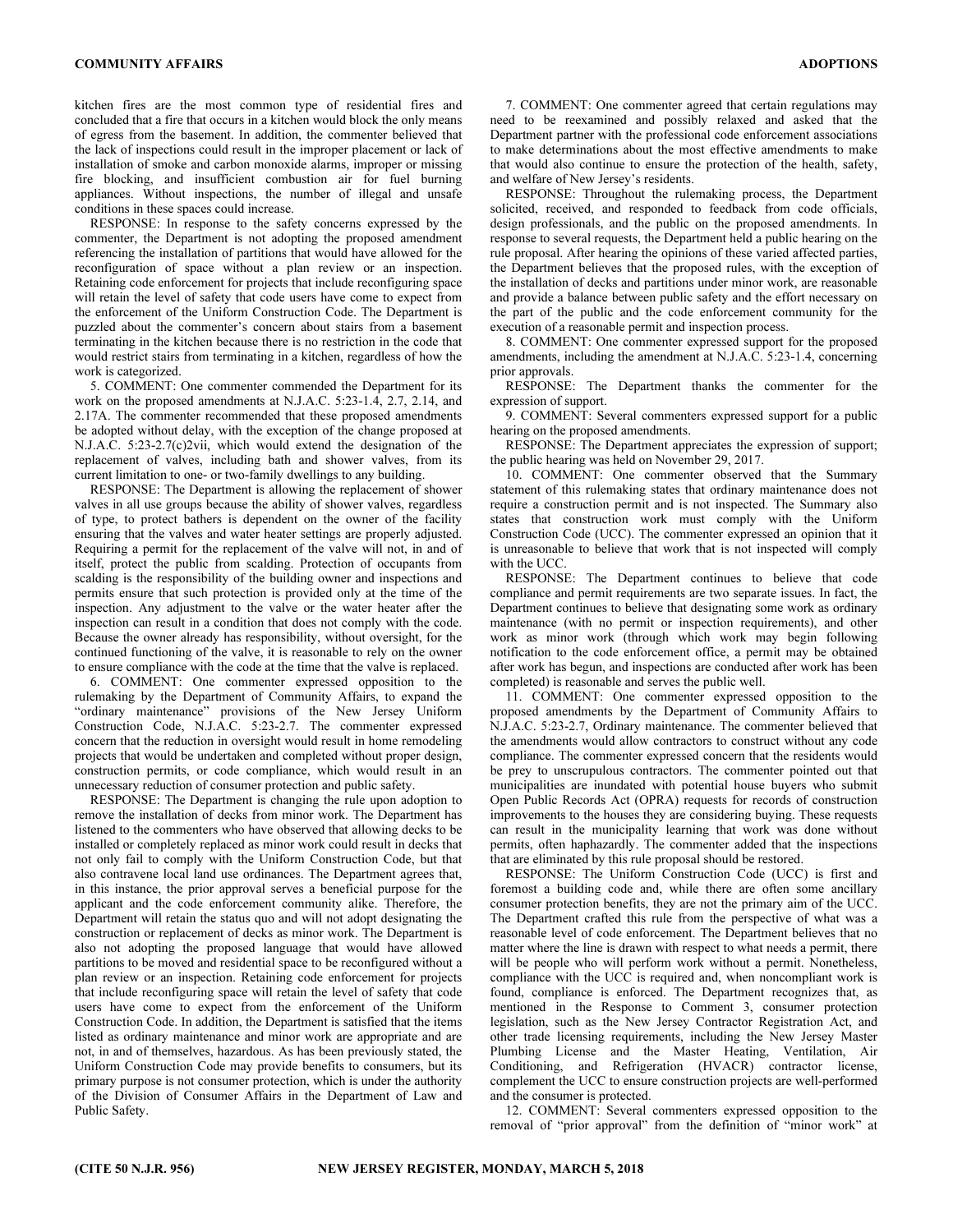kitchen fires are the most common type of residential fires and concluded that a fire that occurs in a kitchen would block the only means of egress from the basement. In addition, the commenter believed that the lack of inspections could result in the improper placement or lack of installation of smoke and carbon monoxide alarms, improper or missing fire blocking, and insufficient combustion air for fuel burning appliances. Without inspections, the number of illegal and unsafe conditions in these spaces could increase.

RESPONSE: In response to the safety concerns expressed by the commenter, the Department is not adopting the proposed amendment referencing the installation of partitions that would have allowed for the reconfiguration of space without a plan review or an inspection. Retaining code enforcement for projects that include reconfiguring space will retain the level of safety that code users have come to expect from the enforcement of the Uniform Construction Code. The Department is puzzled about the commenter's concern about stairs from a basement terminating in the kitchen because there is no restriction in the code that would restrict stairs from terminating in a kitchen, regardless of how the work is categorized.

5. COMMENT: One commenter commended the Department for its work on the proposed amendments at N.J.A.C. 5:23-1.4, 2.7, 2.14, and 2.17A. The commenter recommended that these proposed amendments be adopted without delay, with the exception of the change proposed at N.J.A.C. 5:23-2.7(c)2vii, which would extend the designation of the replacement of valves, including bath and shower valves, from its current limitation to one- or two-family dwellings to any building.

RESPONSE: The Department is allowing the replacement of shower valves in all use groups because the ability of shower valves, regardless of type, to protect bathers is dependent on the owner of the facility ensuring that the valves and water heater settings are properly adjusted. Requiring a permit for the replacement of the valve will not, in and of itself, protect the public from scalding. Protection of occupants from scalding is the responsibility of the building owner and inspections and permits ensure that such protection is provided only at the time of the inspection. Any adjustment to the valve or the water heater after the inspection can result in a condition that does not comply with the code. Because the owner already has responsibility, without oversight, for the continued functioning of the valve, it is reasonable to rely on the owner to ensure compliance with the code at the time that the valve is replaced.

6. COMMENT: One commenter expressed opposition to the rulemaking by the Department of Community Affairs, to expand the "ordinary maintenance" provisions of the New Jersey Uniform Construction Code, N.J.A.C. 5:23-2.7. The commenter expressed concern that the reduction in oversight would result in home remodeling projects that would be undertaken and completed without proper design, construction permits, or code compliance, which would result in an unnecessary reduction of consumer protection and public safety.

RESPONSE: The Department is changing the rule upon adoption to remove the installation of decks from minor work. The Department has listened to the commenters who have observed that allowing decks to be installed or completely replaced as minor work could result in decks that not only fail to comply with the Uniform Construction Code, but that also contravene local land use ordinances. The Department agrees that, in this instance, the prior approval serves a beneficial purpose for the applicant and the code enforcement community alike. Therefore, the Department will retain the status quo and will not adopt designating the construction or replacement of decks as minor work. The Department is also not adopting the proposed language that would have allowed partitions to be moved and residential space to be reconfigured without a plan review or an inspection. Retaining code enforcement for projects that include reconfiguring space will retain the level of safety that code users have come to expect from the enforcement of the Uniform Construction Code. In addition, the Department is satisfied that the items listed as ordinary maintenance and minor work are appropriate and are not, in and of themselves, hazardous. As has been previously stated, the Uniform Construction Code may provide benefits to consumers, but its primary purpose is not consumer protection, which is under the authority of the Division of Consumer Affairs in the Department of Law and Public Safety.

7. COMMENT: One commenter agreed that certain regulations may need to be reexamined and possibly relaxed and asked that the Department partner with the professional code enforcement associations to make determinations about the most effective amendments to make that would also continue to ensure the protection of the health, safety, and welfare of New Jersey's residents.

RESPONSE: Throughout the rulemaking process, the Department solicited, received, and responded to feedback from code officials, design professionals, and the public on the proposed amendments. In response to several requests, the Department held a public hearing on the rule proposal. After hearing the opinions of these varied affected parties, the Department believes that the proposed rules, with the exception of the installation of decks and partitions under minor work, are reasonable and provide a balance between public safety and the effort necessary on the part of the public and the code enforcement community for the execution of a reasonable permit and inspection process.

8. COMMENT: One commenter expressed support for the proposed amendments, including the amendment at N.J.A.C. 5:23-1.4, concerning prior approvals.

RESPONSE: The Department thanks the commenter for the expression of support.

9. COMMENT: Several commenters expressed support for a public hearing on the proposed amendments.

RESPONSE: The Department appreciates the expression of support; the public hearing was held on November 29, 2017.

10. COMMENT: One commenter observed that the Summary statement of this rulemaking states that ordinary maintenance does not require a construction permit and is not inspected. The Summary also states that construction work must comply with the Uniform Construction Code (UCC). The commenter expressed an opinion that it is unreasonable to believe that work that is not inspected will comply with the UCC.

RESPONSE: The Department continues to believe that code compliance and permit requirements are two separate issues. In fact, the Department continues to believe that designating some work as ordinary maintenance (with no permit or inspection requirements), and other work as minor work (through which work may begin following notification to the code enforcement office, a permit may be obtained after work has begun, and inspections are conducted after work has been completed) is reasonable and serves the public well.

11. COMMENT: One commenter expressed opposition to the proposed amendments by the Department of Community Affairs to N.J.A.C. 5:23-2.7, Ordinary maintenance. The commenter believed that the amendments would allow contractors to construct without any code compliance. The commenter expressed concern that the residents would be prey to unscrupulous contractors. The commenter pointed out that municipalities are inundated with potential house buyers who submit Open Public Records Act (OPRA) requests for records of construction improvements to the houses they are considering buying. These requests can result in the municipality learning that work was done without permits, often haphazardly. The commenter added that the inspections that are eliminated by this rule proposal should be restored.

RESPONSE: The Uniform Construction Code (UCC) is first and foremost a building code and, while there are often some ancillary consumer protection benefits, they are not the primary aim of the UCC. The Department crafted this rule from the perspective of what was a reasonable level of code enforcement. The Department believes that no matter where the line is drawn with respect to what needs a permit, there will be people who will perform work without a permit. Nonetheless, compliance with the UCC is required and, when noncompliant work is found, compliance is enforced. The Department recognizes that, as mentioned in the Response to Comment 3, consumer protection legislation, such as the New Jersey Contractor Registration Act, and other trade licensing requirements, including the New Jersey Master Plumbing License and the Master Heating, Ventilation, Air Conditioning, and Refrigeration (HVACR) contractor license, complement the UCC to ensure construction projects are well-performed and the consumer is protected.

12. COMMENT: Several commenters expressed opposition to the removal of "prior approval" from the definition of "minor work" at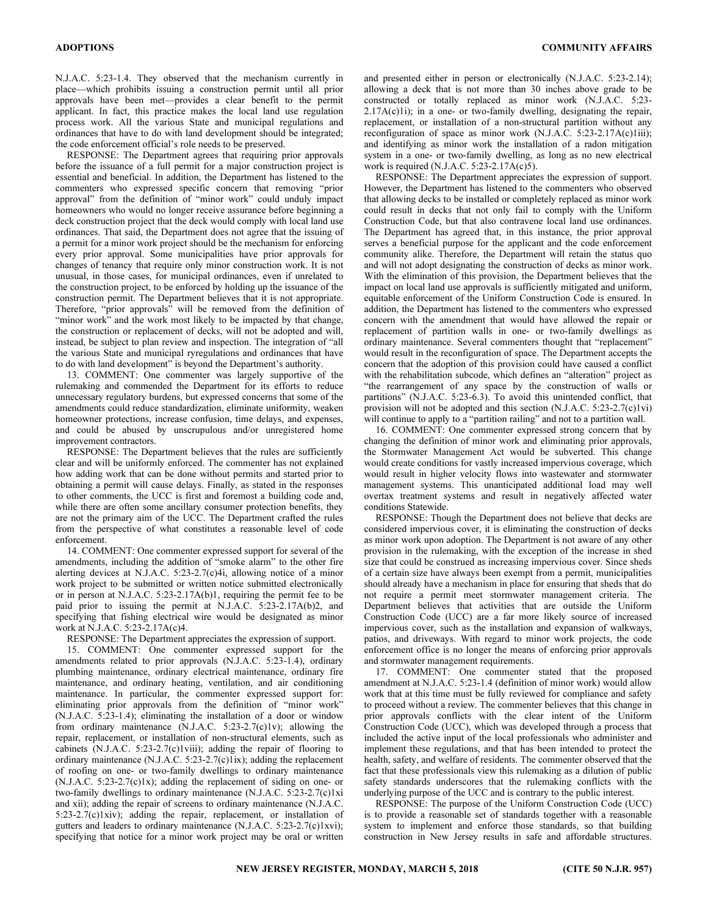N.J.A.C. 5:23-1.4. They observed that the mechanism currently in place—which prohibits issuing a construction permit until all prior approvals have been met—provides a clear benefit to the permit applicant. In fact, this practice makes the local land use regulation process work. All the various State and municipal regulations and ordinances that have to do with land development should be integrated; the code enforcement official's role needs to be preserved.

RESPONSE: The Department agrees that requiring prior approvals before the issuance of a full permit for a major construction project is essential and beneficial. In addition, the Department has listened to the commenters who expressed specific concern that removing "prior approval" from the definition of "minor work" could unduly impact homeowners who would no longer receive assurance before beginning a deck construction project that the deck would comply with local land use ordinances. That said, the Department does not agree that the issuing of a permit for a minor work project should be the mechanism for enforcing every prior approval. Some municipalities have prior approvals for changes of tenancy that require only minor construction work. It is not unusual, in those cases, for municipal ordinances, even if unrelated to the construction project, to be enforced by holding up the issuance of the construction permit. The Department believes that it is not appropriate. Therefore, "prior approvals" will be removed from the definition of "minor work" and the work most likely to be impacted by that change, the construction or replacement of decks, will not be adopted and will, instead, be subject to plan review and inspection. The integration of "all the various State and municipal ryregulations and ordinances that have to do with land development" is beyond the Department's authority.

13. COMMENT: One commenter was largely supportive of the rulemaking and commended the Department for its efforts to reduce unnecessary regulatory burdens, but expressed concerns that some of the amendments could reduce standardization, eliminate uniformity, weaken homeowner protections, increase confusion, time delays, and expenses, and could be abused by unscrupulous and/or unregistered home improvement contractors.

RESPONSE: The Department believes that the rules are sufficiently clear and will be uniformly enforced. The commenter has not explained how adding work that can be done without permits and started prior to obtaining a permit will cause delays. Finally, as stated in the responses to other comments, the UCC is first and foremost a building code and, while there are often some ancillary consumer protection benefits, they are not the primary aim of the UCC. The Department crafted the rules from the perspective of what constitutes a reasonable level of code enforcement.

14. COMMENT: One commenter expressed support for several of the amendments, including the addition of "smoke alarm" to the other fire alerting devices at N.J.A.C. 5:23-2.7(c)4i, allowing notice of a minor work project to be submitted or written notice submitted electronically or in person at N.J.A.C. 5:23-2.17A(b)1, requiring the permit fee to be paid prior to issuing the permit at N.J.A.C. 5:23-2.17A(b)2, and specifying that fishing electrical wire would be designated as minor work at N.J.A.C. 5:23-2.17A(c)4.

RESPONSE: The Department appreciates the expression of support.

15. COMMENT: One commenter expressed support for the amendments related to prior approvals (N.J.A.C. 5:23-1.4), ordinary plumbing maintenance, ordinary electrical maintenance, ordinary fire maintenance, and ordinary heating, ventilation, and air conditioning maintenance. In particular, the commenter expressed support for: eliminating prior approvals from the definition of "minor work" (N.J.A.C. 5:23-1.4); eliminating the installation of a door or window from ordinary maintenance (N.J.A.C. 5:23-2.7(c)1v); allowing the repair, replacement, or installation of non-structural elements, such as cabinets (N.J.A.C. 5:23-2.7(c)1viii); adding the repair of flooring to ordinary maintenance (N.J.A.C. 5:23-2.7(c)1ix); adding the replacement of roofing on one- or two-family dwellings to ordinary maintenance (N.J.A.C. 5:23-2.7(c)1x); adding the replacement of siding on one- or two-family dwellings to ordinary maintenance (N.J.A.C. 5:23-2.7(c)1xi and xii); adding the repair of screens to ordinary maintenance (N.J.A.C. 5:23-2.7(c)1xiv); adding the repair, replacement, or installation of gutters and leaders to ordinary maintenance (N.J.A.C. 5:23-2.7(c)1xvi); specifying that notice for a minor work project may be oral or written and presented either in person or electronically (N.J.A.C. 5:23-2.14); allowing a deck that is not more than 30 inches above grade to be constructed or totally replaced as minor work (N.J.A.C. 5:23-2.17A(c)1i); in a one- or two-family dwelling, designating the repair, replacement, or installation of a non-structural partition without any reconfiguration of space as minor work (N.J.A.C. 5:23-2.17A(c)1iii); and identifying as minor work the installation of a radon mitigation system in a one- or two-family dwelling, as long as no new electrical work is required (N.J.A.C. 5:23-2.17A(c)5).

RESPONSE: The Department appreciates the expression of support. However, the Department has listened to the commenters who observed that allowing decks to be installed or completely replaced as minor work could result in decks that not only fail to comply with the Uniform Construction Code, but that also contravene local land use ordinances. The Department has agreed that, in this instance, the prior approval serves a beneficial purpose for the applicant and the code enforcement community alike. Therefore, the Department will retain the status quo and will not adopt designating the construction of decks as minor work. With the elimination of this provision, the Department believes that the impact on local land use approvals is sufficiently mitigated and uniform, equitable enforcement of the Uniform Construction Code is ensured. In addition, the Department has listened to the commenters who expressed concern with the amendment that would have allowed the repair or replacement of partition walls in one- or two-family dwellings as ordinary maintenance. Several commenters thought that "replacement" would result in the reconfiguration of space. The Department accepts the concern that the adoption of this provision could have caused a conflict with the rehabilitation subcode, which defines an "alteration" project as "the rearrangement of any space by the construction of walls or partitions" (N.J.A.C. 5:23-6.3). To avoid this unintended conflict, that provision will not be adopted and this section (N.J.A.C. 5:23-2.7(c)1vi) will continue to apply to a "partition railing" and not to a partition wall.

16. COMMENT: One commenter expressed strong concern that by changing the definition of minor work and eliminating prior approvals, the Stormwater Management Act would be subverted. This change would create conditions for vastly increased impervious coverage, which would result in higher velocity flows into wastewater and stormwater management systems. This unanticipated additional load may well overtax treatment systems and result in negatively affected water conditions Statewide.

RESPONSE: Though the Department does not believe that decks are considered impervious cover, it is eliminating the construction of decks as minor work upon adoption. The Department is not aware of any other provision in the rulemaking, with the exception of the increase in shed size that could be construed as increasing impervious cover. Since sheds of a certain size have always been exempt from a permit, municipalities should already have a mechanism in place for ensuring that sheds that do not require a permit meet stormwater management criteria. The Department believes that activities that are outside the Uniform Construction Code (UCC) are a far more likely source of increased impervious cover, such as the installation and expansion of walkways, patios, and driveways. With regard to minor work projects, the code enforcement office is no longer the means of enforcing prior approvals and stormwater management requirements.

17. COMMENT: One commenter stated that the proposed amendment at N.J.A.C. 5:23-1.4 (definition of minor work) would allow work that at this time must be fully reviewed for compliance and safety to proceed without a review. The commenter believes that this change in prior approvals conflicts with the clear intent of the Uniform Construction Code (UCC), which was developed through a process that included the active input of the local professionals who administer and implement these regulations, and that has been intended to protect the health, safety, and welfare of residents. The commenter observed that the fact that these professionals view this rulemaking as a dilution of public safety standards underscores that the rulemaking conflicts with the underlying purpose of the UCC and is contrary to the public interest.

RESPONSE: The purpose of the Uniform Construction Code (UCC) is to provide a reasonable set of standards together with a reasonable system to implement and enforce those standards, so that building construction in New Jersey results in safe and affordable structures.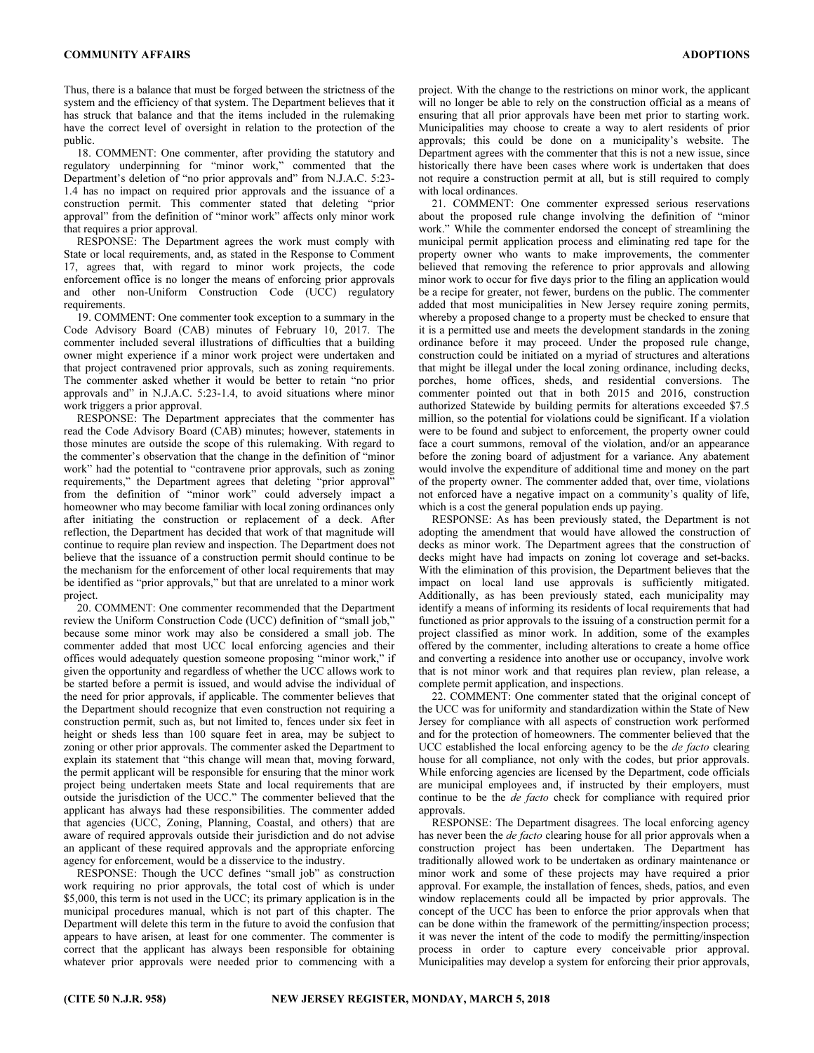Thus, there is a balance that must be forged between the strictness of the system and the efficiency of that system. The Department believes that it has struck that balance and that the items included in the rulemaking have the correct level of oversight in relation to the protection of the public.

18. COMMENT: One commenter, after providing the statutory and regulatory underpinning for "minor work," commented that the Department's deletion of "no prior approvals and" from N.J.A.C. 5:23-1.4 has no impact on required prior approvals and the issuance of a construction permit. This commenter stated that deleting "prior approval" from the definition of "minor work" affects only minor work that requires a prior approval.

RESPONSE: The Department agrees the work must comply with State or local requirements, and, as stated in the Response to Comment 17, agrees that, with regard to minor work projects, the code enforcement office is no longer the means of enforcing prior approvals and other non-Uniform Construction Code (UCC) regulatory requirements.

19. COMMENT: One commenter took exception to a summary in the Code Advisory Board (CAB) minutes of February 10, 2017. The commenter included several illustrations of difficulties that a building owner might experience if a minor work project were undertaken and that project contravened prior approvals, such as zoning requirements. The commenter asked whether it would be better to retain "no prior approvals and" in N.J.A.C. 5:23-1.4, to avoid situations where minor work triggers a prior approval.

RESPONSE: The Department appreciates that the commenter has read the Code Advisory Board (CAB) minutes; however, statements in those minutes are outside the scope of this rulemaking. With regard to the commenter's observation that the change in the definition of "minor work" had the potential to "contravene prior approvals, such as zoning requirements," the Department agrees that deleting "prior approval" from the definition of "minor work" could adversely impact a homeowner who may become familiar with local zoning ordinances only after initiating the construction or replacement of a deck. After reflection, the Department has decided that work of that magnitude will continue to require plan review and inspection. The Department does not believe that the issuance of a construction permit should continue to be the mechanism for the enforcement of other local requirements that may be identified as "prior approvals," but that are unrelated to a minor work project.

20. COMMENT: One commenter recommended that the Department review the Uniform Construction Code (UCC) definition of "small job," because some minor work may also be considered a small job. The commenter added that most UCC local enforcing agencies and their offices would adequately question someone proposing "minor work," if given the opportunity and regardless of whether the UCC allows work to be started before a permit is issued, and would advise the individual of the need for prior approvals, if applicable. The commenter believes that the Department should recognize that even construction not requiring a construction permit, such as, but not limited to, fences under six feet in height or sheds less than 100 square feet in area, may be subject to zoning or other prior approvals. The commenter asked the Department to explain its statement that "this change will mean that, moving forward, the permit applicant will be responsible for ensuring that the minor work project being undertaken meets State and local requirements that are outside the jurisdiction of the UCC." The commenter believed that the applicant has always had these responsibilities. The commenter added that agencies (UCC, Zoning, Planning, Coastal, and others) that are aware of required approvals outside their jurisdiction and do not advise an applicant of these required approvals and the appropriate enforcing agency for enforcement, would be a disservice to the industry.

RESPONSE: Though the UCC defines "small job" as construction work requiring no prior approvals, the total cost of which is under $5,000, this term is not used in the UCC; its primary application is in the municipal procedures manual, which is not part of this chapter. The Department will delete this term in the future to avoid the confusion that appears to have arisen, at least for one commenter. The commenter is correct that the applicant has always been responsible for obtaining whatever prior approvals were needed prior to commencing with a project. With the change to the restrictions on minor work, the applicant will no longer be able to rely on the construction official as a means of ensuring that all prior approvals have been met prior to starting work. Municipalities may choose to create a way to alert residents of prior approvals; this could be done on a municipality's website. The Department agrees with the commenter that this is not a new issue, since historically there have been cases where work is undertaken that does not require a construction permit at all, but is still required to comply with local ordinances.

21. COMMENT: One commenter expressed serious reservations about the proposed rule change involving the definition of "minor work." While the commenter endorsed the concept of streamlining the municipal permit application process and eliminating red tape for the property owner who wants to make improvements, the commenter believed that removing the reference to prior approvals and allowing minor work to occur for five days prior to the filing an application would be a recipe for greater, not fewer, burdens on the public. The commenter added that most municipalities in New Jersey require zoning permits, whereby a proposed change to a property must be checked to ensure that it is a permitted use and meets the development standards in the zoning ordinance before it may proceed. Under the proposed rule change, construction could be initiated on a myriad of structures and alterations that might be illegal under the local zoning ordinance, including decks, porches, home offices, sheds, and residential conversions. The commenter pointed out that in both 2015 and 2016, construction authorized Statewide by building permits for alterations exceeded $7.5 million, so the potential for violations could be significant. If a violation were to be found and subject to enforcement, the property owner could face a court summons, removal of the violation, and/or an appearance before the zoning board of adjustment for a variance. Any abatement would involve the expenditure of additional time and money on the part of the property owner. The commenter added that, over time, violations not enforced have a negative impact on a community's quality of life, which is a cost the general population ends up paying.

RESPONSE: As has been previously stated, the Department is not adopting the amendment that would have allowed the construction of decks as minor work. The Department agrees that the construction of decks might have had impacts on zoning lot coverage and set-backs. With the elimination of this provision, the Department believes that the impact on local land use approvals is sufficiently mitigated. Additionally, as has been previously stated, each municipality may identify a means of informing its residents of local requirements that had functioned as prior approvals to the issuing of a construction permit for a project classified as minor work. In addition, some of the examples offered by the commenter, including alterations to create a home office and converting a residence into another use or occupancy, involve work that is not minor work and that requires plan review, plan release, a complete permit application, and inspections.

22. COMMENT: One commenter stated that the original concept of the UCC was for uniformity and standardization within the State of New Jersey for compliance with all aspects of construction work performed and for the protection of homeowners. The commenter believed that the UCC established the local enforcing agency to be the *de facto* clearing house for all compliance, not only with the codes, but prior approvals. While enforcing agencies are licensed by the Department, code officials are municipal employees and, if instructed by their employers, must continue to be the *de facto* check for compliance with required prior approvals.

RESPONSE: The Department disagrees. The local enforcing agency has never been the *de facto* clearing house for all prior approvals when a construction project has been undertaken. The Department has traditionally allowed work to be undertaken as ordinary maintenance or minor work and some of these projects may have required a prior approval. For example, the installation of fences, sheds, patios, and even window replacements could all be impacted by prior approvals. The concept of the UCC has been to enforce the prior approvals when that can be done within the framework of the permitting/inspection process; it was never the intent of the code to modify the permitting/inspection process in order to capture every conceivable prior approval. Municipalities may develop a system for enforcing their prior approvals,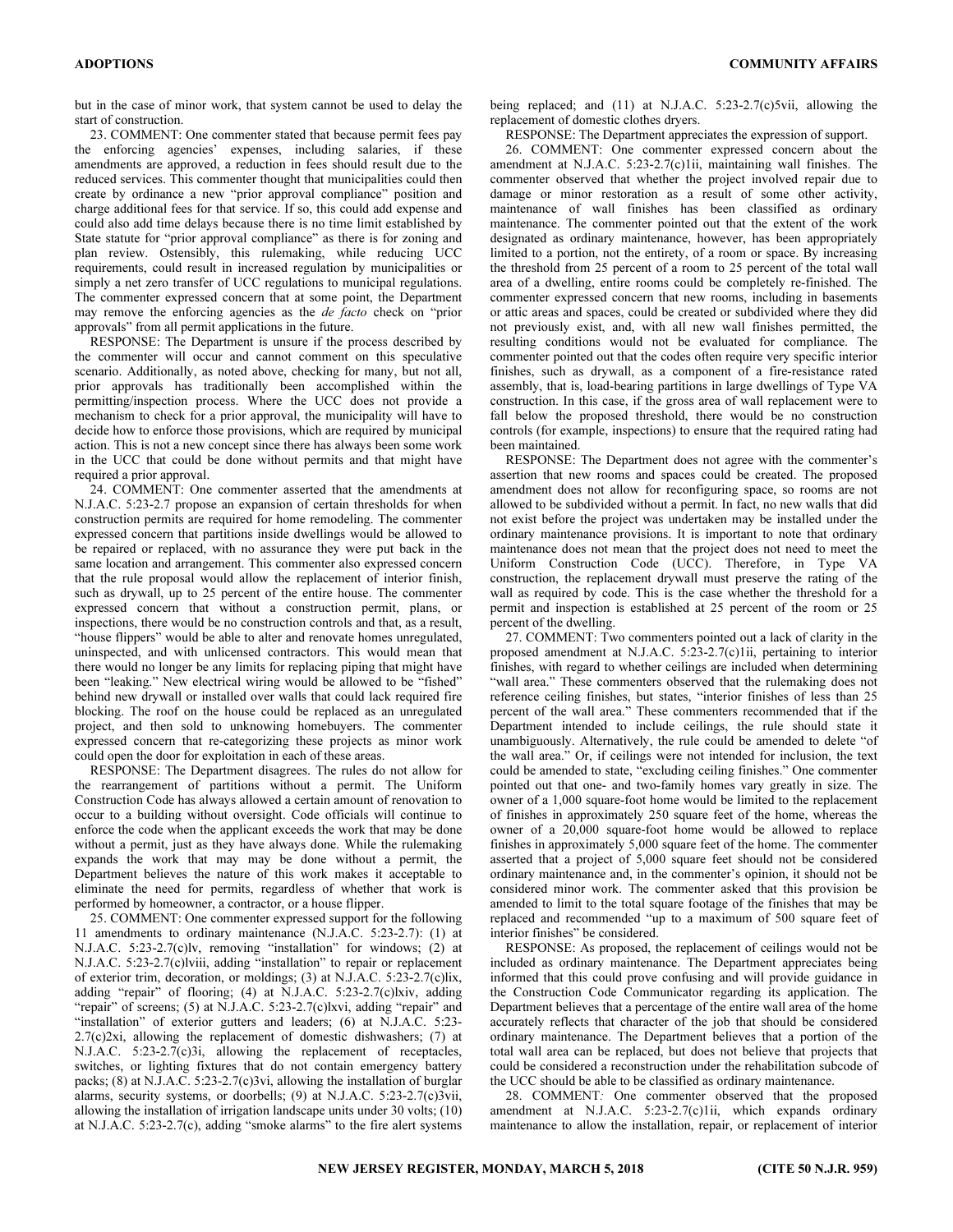but in the case of minor work, that system cannot be used to delay the start of construction.

23. COMMENT: One commenter stated that because permit fees pay the enforcing agencies' expenses, including salaries, if these amendments are approved, a reduction in fees should result due to the reduced services. This commenter thought that municipalities could then create by ordinance a new "prior approval compliance" position and charge additional fees for that service. If so, this could add expense and could also add time delays because there is no time limit established by State statute for "prior approval compliance" as there is for zoning and plan review. Ostensibly, this rulemaking, while reducing UCC requirements, could result in increased regulation by municipalities or simply a net zero transfer of UCC regulations to municipal regulations. The commenter expressed concern that at some point, the Department may remove the enforcing agencies as the *de facto* check on "prior approvals" from all permit applications in the future.

RESPONSE: The Department is unsure if the process described by the commenter will occur and cannot comment on this speculative scenario. Additionally, as noted above, checking for many, but not all, prior approvals has traditionally been accomplished within the permitting/inspection process. Where the UCC does not provide a mechanism to check for a prior approval, the municipality will have to decide how to enforce those provisions, which are required by municipal action. This is not a new concept since there has always been some work in the UCC that could be done without permits and that might have required a prior approval.

24. COMMENT: One commenter asserted that the amendments at N.J.A.C. 5:23-2.7 propose an expansion of certain thresholds for when construction permits are required for home remodeling. The commenter expressed concern that partitions inside dwellings would be allowed to be repaired or replaced, with no assurance they were put back in the same location and arrangement. This commenter also expressed concern that the rule proposal would allow the replacement of interior finish, such as drywall, up to 25 percent of the entire house. The commenter expressed concern that without a construction permit, plans, or inspections, there would be no construction controls and that, as a result, "house flippers" would be able to alter and renovate homes unregulated, uninspected, and with unlicensed contractors. This would mean that there would no longer be any limits for replacing piping that might have been "leaking." New electrical wiring would be allowed to be "fished" behind new drywall or installed over walls that could lack required fire blocking. The roof on the house could be replaced as an unregulated project, and then sold to unknowing homebuyers. The commenter expressed concern that re-categorizing these projects as minor work could open the door for exploitation in each of these areas.

RESPONSE: The Department disagrees. The rules do not allow for the rearrangement of partitions without a permit. The Uniform Construction Code has always allowed a certain amount of renovation to occur to a building without oversight. Code officials will continue to enforce the code when the applicant exceeds the work that may be done without a permit, just as they have always done. While the rulemaking expands the work that may be done without a permit, the Department believes the nature of this work makes it acceptable to eliminate the need for permits, regardless of whether that work is performed by homeowner, a contractor, or a house flipper.

25. COMMENT: One commenter expressed support for the following 11 amendments to ordinary maintenance (N.J.A.C. 5:23-2.7): (1) at N.J.A.C. 5:23-2.7(c)lv, removing "installation" for windows; (2) at N.J.A.C. 5:23-2.7(c)lviii, adding "installation" to repair or replacement of exterior trim, decoration, or moldings; (3) at N.J.A.C. 5:23-2.7(c)lix, adding "repair" of flooring; (4) at N.J.A.C. 5:23-2.7(c)lxiv, adding "repair" of screens; (5) at N.J.A.C. 5:23-2.7(c)lxvi, adding "repair" and "installation" of exterior gutters and leaders; (6) at N.J.A.C. 5:23-2.7(c)2xi, allowing the replacement of domestic dishwashers; (7) at N.J.A.C. 5:23-2.7(c)3i, allowing the replacement of receptacles, switches, or lighting fixtures that do not contain emergency battery packs; (8) at N.J.A.C. 5:23-2.7(c)3vi, allowing the installation of burglar alarms, security systems, or doorbells; (9) at N.J.A.C. 5:23-2.7(c)3vii, allowing the installation of irrigation landscape units under 30 volts; (10) at N.J.A.C. 5:23-2.7(c), adding "smoke alarms" to the fire alert systems being replaced; and (11) at N.J.A.C. 5:23-2.7(c)5vii, allowing the replacement of domestic clothes dryers.

RESPONSE: The Department appreciates the expression of support.

26. COMMENT: One commenter expressed concern about the amendment at N.J.A.C. 5:23-2.7(c)1ii, maintaining wall finishes. The commenter observed that whether the project involved repair due to damage or minor restoration as a result of some other activity, maintenance of wall finishes has been classified as ordinary maintenance. The commenter pointed out that the extent of the work designated as ordinary maintenance, however, has been appropriately limited to a portion, not the entirety, of a room or space. By increasing the threshold from 25 percent of a room to 25 percent of the total wall area of a dwelling, entire rooms could be completely re-finished. The commenter expressed concern that new rooms, including in basements or attic areas and spaces, could be created or subdivided where they did not previously exist, and, with all new wall finishes permitted, the resulting conditions would not be evaluated for compliance. The commenter pointed out that the codes often require very specific interior finishes, such as drywall, as a component of a fire-resistance rated assembly, that is, load-bearing partitions in large dwellings of Type VA construction. In this case, if the gross area of wall replacement were to fall below the proposed threshold, there would be no construction controls (for example, inspections) to ensure that the required rating had been maintained.

RESPONSE: The Department does not agree with the commenter's assertion that new rooms and spaces could be created. The proposed amendment does not allow for reconfiguring space, so rooms are not allowed to be subdivided without a permit. In fact, no new walls that did not exist before the project was undertaken may be installed under the ordinary maintenance provisions. It is important to note that ordinary maintenance does not mean that the project does not need to meet the Uniform Construction Code (UCC). Therefore, in Type VA construction, the replacement drywall must preserve the rating of the wall as required by code. This is the case whether the threshold for a permit and inspection is established at 25 percent of the room or 25 percent of the dwelling.

27. COMMENT: Two commenters pointed out a lack of clarity in the proposed amendment at N.J.A.C. 5:23-2.7(c)1ii, pertaining to interior finishes, with regard to whether ceilings are included when determining "wall area." These commenters observed that the rulemaking does not reference ceiling finishes, but states, "interior finishes of less than 25 percent of the wall area." These commenters recommended that if the Department intended to include ceilings, the rule should state it unambiguously. Alternatively, the rule could be amended to delete "of the wall area." Or, if ceilings were not intended for inclusion, the text could be amended to state, "excluding ceiling finishes." One commenter pointed out that one- and two-family homes vary greatly in size. The owner of a 1,000 square-foot home would be limited to the replacement of finishes in approximately 250 square feet of the home, whereas the owner of a 20,000 square-foot home would be allowed to replace finishes in approximately 5,000 square feet of the home. The commenter asserted that a project of 5,000 square feet should not be considered ordinary maintenance and, in the commenter's opinion, it should not be considered minor work. The commenter asked that this provision be amended to limit to the total square footage of the finishes that may be replaced and recommended "up to a maximum of 500 square feet of interior finishes" be considered.

RESPONSE: As proposed, the replacement of ceilings would not be included as ordinary maintenance. The Department appreciates being informed that this could prove confusing and will provide guidance in the Construction Code Communicator regarding its application. The Department believes that a percentage of the entire wall area of the home accurately reflects that character of the job that should be considered ordinary maintenance. The Department believes that a portion of the total wall area can be replaced, but does not believe that projects that could be considered a reconstruction under the rehabilitation subcode of the UCC should be able to be classified as ordinary maintenance.

28. COMMENT*:* One commenter observed that the proposed amendment at N.J.A.C. 5:23-2.7(c)1ii, which expands ordinary maintenance to allow the installation, repair, or replacement of interior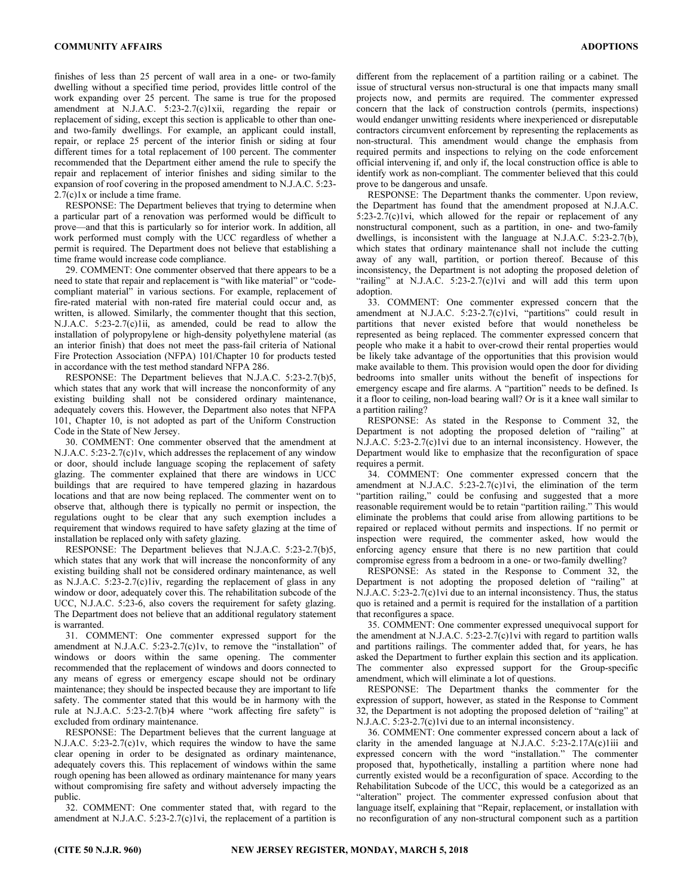finishes of less than 25 percent of wall area in a one- or two-family dwelling without a specified time period, provides little control of the work expanding over 25 percent. The same is true for the proposed amendment at N.J.A.C. 5:23-2.7(c)1xii, regarding the repair or replacement of siding, except this section is applicable to other than one- and two-family dwellings. For example, an applicant could install, repair, or replace 25 percent of the interior finish or siding at four different times for a total replacement of 100 percent. The commenter recommended that the Department either amend the rule to specify the repair and replacement of interior finishes and siding similar to the expansion of roof covering in the proposed amendment to N.J.A.C. 5:23-2.7(c)1x or include a time frame.

RESPONSE: The Department believes that trying to determine when a particular part of a renovation was performed would be difficult to prove—and that this is particularly so for interior work. In addition, all work performed must comply with the UCC regardless of whether a permit is required. The Department does not believe that establishing a time frame would increase code compliance.

29. COMMENT: One commenter observed that there appears to be a need to state that repair and replacement is "with like material" or "code-compliant material" in various sections. For example, replacement of fire-rated material with non-rated fire material could occur and, as written, is allowed. Similarly, the commenter thought that this section, N.J.A.C. 5:23-2.7(c)1ii, as amended, could be read to allow the installation of polypropylene or high-density polyethylene material (as an interior finish) that does not meet the pass-fail criteria of National Fire Protection Association (NFPA) 101/Chapter 10 for products tested in accordance with the test method standard NFPA 286.

RESPONSE: The Department believes that N.J.A.C. 5:23-2.7(b)5, which states that any work that will increase the nonconformity of any existing building shall not be considered ordinary maintenance, adequately covers this. However, the Department also notes that NFPA 101, Chapter 10, is not adopted as part of the Uniform Construction Code in the State of New Jersey.

30. COMMENT: One commenter observed that the amendment at N.J.A.C. 5:23-2.7(c)1v, which addresses the replacement of any window or door, should include language scoping the replacement of safety glazing. The commenter explained that there are windows in UCC buildings that are required to have tempered glazing in hazardous locations and that are now being replaced. The commenter went on to observe that, although there is typically no permit or inspection, the regulations ought to be clear that any such exemption includes a requirement that windows required to have safety glazing at the time of installation be replaced only with safety glazing.

RESPONSE: The Department believes that N.J.A.C. 5:23-2.7(b)5, which states that any work that will increase the nonconformity of any existing building shall not be considered ordinary maintenance, as well as N.J.A.C. 5:23-2.7(c)1iv, regarding the replacement of glass in any window or door, adequately cover this. The rehabilitation subcode of the UCC, N.J.A.C. 5:23-6, also covers the requirement for safety glazing. The Department does not believe that an additional regulatory statement is warranted.

31. COMMENT: One commenter expressed support for the amendment at N.J.A.C. 5:23-2.7(c)1v, to remove the "installation" of windows or doors within the same opening. The commenter recommended that the replacement of windows and doors connected to any means of egress or emergency escape should not be ordinary maintenance; they should be inspected because they are important to life safety. The commenter stated that this would be in harmony with the rule at N.J.A.C. 5:23-2.7(b)4 where "work affecting fire safety" is excluded from ordinary maintenance.

RESPONSE: The Department believes that the current language at N.J.A.C. 5:23-2.7(c)1v, which requires the window to have the same clear opening in order to be designated as ordinary maintenance, adequately covers this. This replacement of windows within the same rough opening has been allowed as ordinary maintenance for many years without compromising fire safety and without adversely impacting the public.

32. COMMENT: One commenter stated that, with regard to the amendment at N.J.A.C. 5:23-2.7(c)1vi, the replacement of a partition is different from the replacement of a partition railing or a cabinet. The issue of structural versus non-structural is one that impacts many small projects now, and permits are required. The commenter expressed concern that the lack of construction controls (permits, inspections) would endanger unwitting residents where inexperienced or disreputable contractors circumvent enforcement by representing the replacements as non-structural. This amendment would change the emphasis from required permits and inspections to relying on the code enforcement official intervening if, and only if, the local construction office is able to identify work as non-compliant. The commenter believed that this could prove to be dangerous and unsafe.

RESPONSE: The Department thanks the commenter. Upon review, the Department has found that the amendment proposed at N.J.A.C. 5:23-2.7(c)1vi, which allowed for the repair or replacement of any nonstructural component, such as a partition, in one- and two-family dwellings, is inconsistent with the language at N.J.A.C. 5:23-2.7(b), which states that ordinary maintenance shall not include the cutting away of any wall, partition, or portion thereof. Because of this inconsistency, the Department is not adopting the proposed deletion of "railing" at N.J.A.C. 5:23-2.7(c)1vi and will add this term upon adoption.

33. COMMENT: One commenter expressed concern that the amendment at N.J.A.C. 5:23-2.7(c)1vi, "partitions" could result in partitions that never existed before that would nonetheless be represented as being replaced. The commenter expressed concern that people who make it a habit to over-crowd their rental properties would be likely take advantage of the opportunities that this provision would make available to them. This provision would open the door for dividing bedrooms into smaller units without the benefit of inspections for emergency escape and fire alarms. A "partition" needs to be defined. Is it a floor to ceiling, non-load bearing wall? Or is it a knee wall similar to a partition railing?

RESPONSE: As stated in the Response to Comment 32, the Department is not adopting the proposed deletion of "railing" at N.J.A.C. 5:23-2.7(c)1vi due to an internal inconsistency. However, the Department would like to emphasize that the reconfiguration of space requires a permit.

34. COMMENT: One commenter expressed concern that the amendment at N.J.A.C. 5:23-2.7(c)1vi, the elimination of the term "partition railing," could be confusing and suggested that a more reasonable requirement would be to retain "partition railing." This would eliminate the problems that could arise from allowing partitions to be repaired or replaced without permits and inspections. If no permit or inspection were required, the commenter asked, how would the enforcing agency ensure that there is no new partition that could compromise egress from a bedroom in a one- or two-family dwelling?

RESPONSE: As stated in the Response to Comment 32, the Department is not adopting the proposed deletion of "railing" at N.J.A.C. 5:23-2.7(c)1vi due to an internal inconsistency. Thus, the status quo is retained and a permit is required for the installation of a partition that reconfigures a space.

35. COMMENT: One commenter expressed unequivocal support for the amendment at N.J.A.C. 5:23-2.7(c)1vi with regard to partition walls and partitions railings. The commenter added that, for years, he has asked the Department to further explain this section and its application. The commenter also expressed support for the Group-specific amendment, which will eliminate a lot of questions.

RESPONSE: The Department thanks the commenter for the expression of support, however, as stated in the Response to Comment 32, the Department is not adopting the proposed deletion of "railing" at N.J.A.C. 5:23-2.7(c)1vi due to an internal inconsistency.

36. COMMENT: One commenter expressed concern about a lack of clarity in the amended language at N.J.A.C. 5:23-2.17A(c)1iii and expressed concern with the word "installation." The commenter proposed that, hypothetically, installing a partition where none had currently existed would be a reconfiguration of space. According to the Rehabilitation Subcode of the UCC, this would be a categorized as an "alteration" project. The commenter expressed confusion about that language itself, explaining that "Repair, replacement, or installation with no reconfiguration of any non-structural component such as a partition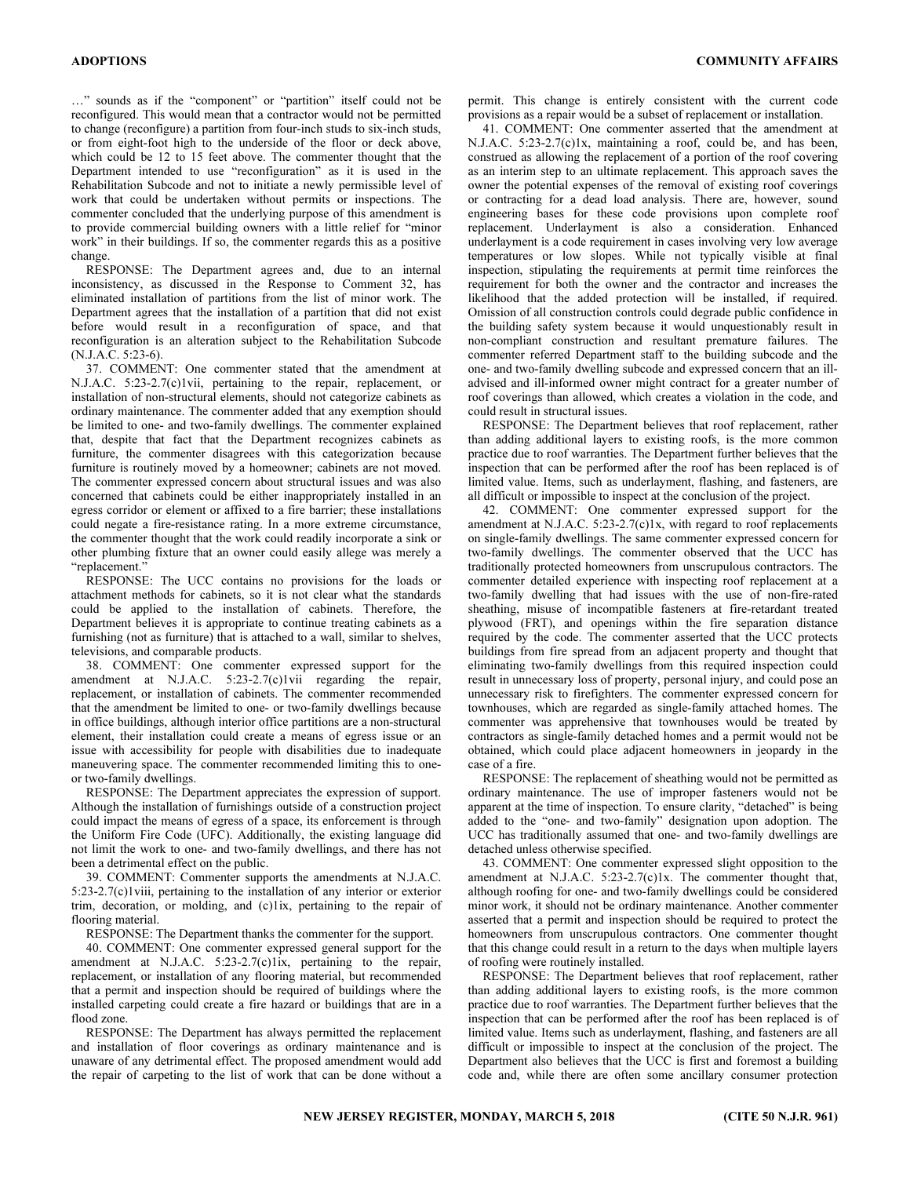…" sounds as if the "component" or "partition" itself could not be reconfigured. This would mean that a contractor would not be permitted to change (reconfigure) a partition from four-inch studs to six-inch studs, or from eight-foot high to the underside of the floor or deck above, which could be 12 to 15 feet above. The commenter thought that the Department intended to use "reconfiguration" as it is used in the Rehabilitation Subcode and not to initiate a newly permissible level of work that could be undertaken without permits or inspections. The commenter concluded that the underlying purpose of this amendment is to provide commercial building owners with a little relief for "minor work" in their buildings. If so, the commenter regards this as a positive change.

RESPONSE: The Department agrees and, due to an internal inconsistency, as discussed in the Response to Comment 32, has eliminated installation of partitions from the list of minor work. The Department agrees that the installation of a partition that did not exist before would result in a reconfiguration of space, and that reconfiguration is an alteration subject to the Rehabilitation Subcode (N.J.A.C. 5:23-6).

37. COMMENT: One commenter stated that the amendment at N.J.A.C. 5:23-2.7(c)1vii, pertaining to the repair, replacement, or installation of non-structural elements, should not categorize cabinets as ordinary maintenance. The commenter added that any exemption should be limited to one- and two-family dwellings. The commenter explained that, despite that fact that the Department recognizes cabinets as furniture, the commenter disagrees with this categorization because furniture is routinely moved by a homeowner; cabinets are not moved. The commenter expressed concern about structural issues and was also concerned that cabinets could be either inappropriately installed in an egress corridor or element or affixed to a fire barrier; these installations could negate a fire-resistance rating. In a more extreme circumstance, the commenter thought that the work could readily incorporate a sink or other plumbing fixture that an owner could easily allege was merely a "replacement."

RESPONSE: The UCC contains no provisions for the loads or attachment methods for cabinets, so it is not clear what the standards could be applied to the installation of cabinets. Therefore, the Department believes it is appropriate to continue treating cabinets as a furnishing (not as furniture) that is attached to a wall, similar to shelves, televisions, and comparable products.

38. COMMENT: One commenter expressed support for the amendment at N.J.A.C. 5:23-2.7(c)1vii regarding the repair, replacement, or installation of cabinets. The commenter recommended that the amendment be limited to one- or two-family dwellings because in office buildings, although interior office partitions are a non-structural element, their installation could create a means of egress issue or an issue with accessibility for people with disabilities due to inadequate maneuvering space. The commenter recommended limiting this to one- or two-family dwellings.

RESPONSE: The Department appreciates the expression of support. Although the installation of furnishings outside of a construction project could impact the means of egress of a space, its enforcement is through the Uniform Fire Code (UFC). Additionally, the existing language did not limit the work to one- and two-family dwellings, and there has not been a detrimental effect on the public.

39. COMMENT: Commenter supports the amendments at N.J.A.C. 5:23-2.7(c)1viii, pertaining to the installation of any interior or exterior trim, decoration, or molding, and (c)1ix, pertaining to the repair of flooring material.

RESPONSE: The Department thanks the commenter for the support.

40. COMMENT: One commenter expressed general support for the amendment at N.J.A.C. 5:23-2.7(c)1ix, pertaining to the repair, replacement, or installation of any flooring material, but recommended that a permit and inspection should be required of buildings where the installed carpeting could create a fire hazard or buildings that are in a flood zone.

RESPONSE: The Department has always permitted the replacement and installation of floor coverings as ordinary maintenance and is unaware of any detrimental effect. The proposed amendment would add the repair of carpeting to the list of work that can be done without a permit. This change is entirely consistent with the current code provisions as a repair would be a subset of replacement or installation.

41. COMMENT: One commenter asserted that the amendment at N.J.A.C. 5:23-2.7(c)1x, maintaining a roof, could be, and has been, construed as allowing the replacement of a portion of the roof covering as an interim step to an ultimate replacement. This approach saves the owner the potential expenses of the removal of existing roof coverings or contracting for a dead load analysis. There are, however, sound engineering bases for these code provisions upon complete roof replacement. Underlayment is also a consideration. Enhanced underlayment is a code requirement in cases involving very low average temperatures or low slopes. While not typically visible at final inspection, stipulating the requirements at permit time reinforces the requirement for both the owner and the contractor and increases the likelihood that the added protection will be installed, if required. Omission of all construction controls could degrade public confidence in the building safety system because it would unquestionably result in non-compliant construction and resultant premature failures. The commenter referred Department staff to the building subcode and the one- and two-family dwelling subcode and expressed concern that an ill-advised and ill-informed owner might contract for a greater number of roof coverings than allowed, which creates a violation in the code, and could result in structural issues.

RESPONSE: The Department believes that roof replacement, rather than adding additional layers to existing roofs, is the more common practice due to roof warranties. The Department further believes that the inspection that can be performed after the roof has been replaced is of limited value. Items, such as underlayment, flashing, and fasteners, are all difficult or impossible to inspect at the conclusion of the project.

42. COMMENT: One commenter expressed support for the amendment at N.J.A.C. 5:23-2.7(c)1x, with regard to roof replacements on single-family dwellings. The same commenter expressed concern for two-family dwellings. The commenter observed that the UCC has traditionally protected homeowners from unscrupulous contractors. The commenter detailed experience with inspecting roof replacement at a two-family dwelling that had issues with the use of non-fire-rated sheathing, misuse of incompatible fasteners at fire-retardant treated plywood (FRT), and openings within the fire separation distance required by the code. The commenter asserted that the UCC protects buildings from fire spread from an adjacent property and thought that eliminating two-family dwellings from this required inspection could result in unnecessary loss of property, personal injury, and could pose an unnecessary risk to firefighters. The commenter expressed concern for townhouses, which are regarded as single-family attached homes. The commenter was apprehensive that townhouses would be treated by contractors as single-family detached homes and a permit would not be obtained, which could place adjacent homeowners in jeopardy in the case of a fire.

RESPONSE: The replacement of sheathing would not be permitted as ordinary maintenance. The use of improper fasteners would not be apparent at the time of inspection. To ensure clarity, "detached" is being added to the "one- and two-family" designation upon adoption. The UCC has traditionally assumed that one- and two-family dwellings are detached unless otherwise specified.

43. COMMENT: One commenter expressed slight opposition to the amendment at N.J.A.C. 5:23-2.7(c)1x. The commenter thought that, although roofing for one- and two-family dwellings could be considered minor work, it should not be ordinary maintenance. Another commenter asserted that a permit and inspection should be required to protect the homeowners from unscrupulous contractors. One commenter thought that this change could result in a return to the days when multiple layers of roofing were routinely installed.

RESPONSE: The Department believes that roof replacement, rather than adding additional layers to existing roofs, is the more common practice due to roof warranties. The Department further believes that the inspection that can be performed after the roof has been replaced is of limited value. Items such as underlayment, flashing, and fasteners are all difficult or impossible to inspect at the conclusion of the project. The Department also believes that the UCC is first and foremost a building code and, while there are often some ancillary consumer protection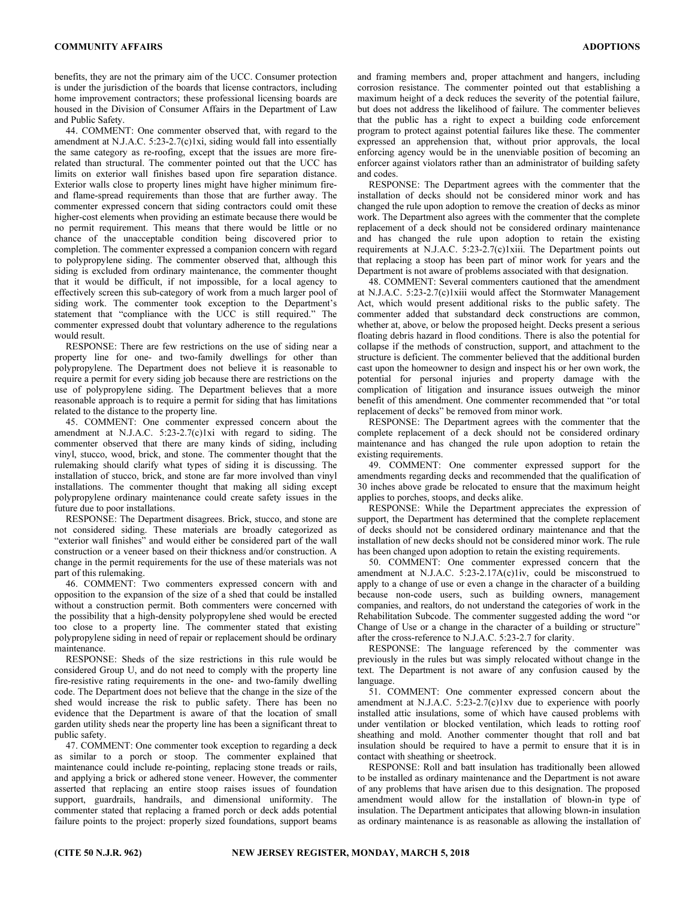benefits, they are not the primary aim of the UCC. Consumer protection is under the jurisdiction of the boards that license contractors, including home improvement contractors; these professional licensing boards are housed in the Division of Consumer Affairs in the Department of Law and Public Safety.

44. COMMENT: One commenter observed that, with regard to the amendment at N.J.A.C. 5:23-2.7(c)1xi, siding would fall into essentially the same category as re-roofing, except that the issues are more fire-related than structural. The commenter pointed out that the UCC has limits on exterior wall finishes based upon fire separation distance. Exterior walls close to property lines might have higher minimum fire- and flame-spread requirements than those that are further away. The commenter expressed concern that siding contractors could omit these higher-cost elements when providing an estimate because there would be no permit requirement. This means that there would be little or no chance of the unacceptable condition being discovered prior to completion. The commenter expressed a companion concern with regard to polypropylene siding. The commenter observed that, although this siding is excluded from ordinary maintenance, the commenter thought that it would be difficult, if not impossible, for a local agency to effectively screen this sub-category of work from a much larger pool of siding work. The commenter took exception to the Department's statement that "compliance with the UCC is still required." The commenter expressed doubt that voluntary adherence to the regulations would result.

RESPONSE: There are few restrictions on the use of siding near a property line for one- and two-family dwellings for other than polypropylene. The Department does not believe it is reasonable to require a permit for every siding job because there are restrictions on the use of polypropylene siding. The Department believes that a more reasonable approach is to require a permit for siding that has limitations related to the distance to the property line.

45. COMMENT: One commenter expressed concern about the amendment at N.J.A.C. 5:23-2.7(c)1xi with regard to siding. The commenter observed that there are many kinds of siding, including vinyl, stucco, wood, brick, and stone. The commenter thought that the rulemaking should clarify what types of siding it is discussing. The installation of stucco, brick, and stone are far more involved than vinyl installations. The commenter thought that making all siding except polypropylene ordinary maintenance could create safety issues in the future due to poor installations.

RESPONSE: The Department disagrees. Brick, stucco, and stone are not considered siding. These materials are broadly categorized as "exterior wall finishes" and would either be considered part of the wall construction or a veneer based on their thickness and/or construction. A change in the permit requirements for the use of these materials was not part of this rulemaking.

46. COMMENT: Two commenters expressed concern with and opposition to the expansion of the size of a shed that could be installed without a construction permit. Both commenters were concerned with the possibility that a high-density polypropylene shed would be erected too close to a property line. The commenter stated that existing polypropylene siding in need of repair or replacement should be ordinary maintenance.

RESPONSE: Sheds of the size restrictions in this rule would be considered Group U, and do not need to comply with the property line fire-resistive rating requirements in the one- and two-family dwelling code. The Department does not believe that the change in the size of the shed would increase the risk to public safety. There has been no evidence that the Department is aware of that the location of small garden utility sheds near the property line has been a significant threat to public safety.

47. COMMENT: One commenter took exception to regarding a deck as similar to a porch or stoop. The commenter explained that maintenance could include re-pointing, replacing stone treads or rails, and applying a brick or adhered stone veneer. However, the commenter asserted that replacing an entire stoop raises issues of foundation support, guardrails, handrails, and dimensional uniformity. The commenter stated that replacing a framed porch or deck adds potential failure points to the project: properly sized foundations, support beams and framing members and, proper attachment and hangers, including corrosion resistance. The commenter pointed out that establishing a maximum height of a deck reduces the severity of the potential failure, but does not address the likelihood of failure. The commenter believes that the public has a right to expect a building code enforcement program to protect against potential failures like these. The commenter expressed an apprehension that, without prior approvals, the local enforcing agency would be in the unenviable position of becoming an enforcer against violators rather than an administrator of building safety and codes.

RESPONSE: The Department agrees with the commenter that the installation of decks should not be considered minor work and has changed the rule upon adoption to remove the creation of decks as minor work. The Department also agrees with the commenter that the complete replacement of a deck should not be considered ordinary maintenance and has changed the rule upon adoption to retain the existing requirements at N.J.A.C. 5:23-2.7(c)1xiii. The Department points out that replacing a stoop has been part of minor work for years and the Department is not aware of problems associated with that designation.

48. COMMENT: Several commenters cautioned that the amendment at N.J.A.C. 5:23-2.7(c)1xiii would affect the Stormwater Management Act, which would present additional risks to the public safety. The commenter added that substandard deck constructions are common, whether at, above, or below the proposed height. Decks present a serious floating debris hazard in flood conditions. There is also the potential for collapse if the methods of construction, support, and attachment to the structure is deficient. The commenter believed that the additional burden cast upon the homeowner to design and inspect his or her own work, the potential for personal injuries and property damage with the complication of litigation and insurance issues outweigh the minor benefit of this amendment. One commenter recommended that "or total replacement of decks" be removed from minor work.

RESPONSE: The Department agrees with the commenter that the complete replacement of a deck should not be considered ordinary maintenance and has changed the rule upon adoption to retain the existing requirements.

49. COMMENT: One commenter expressed support for the amendments regarding decks and recommended that the qualification of 30 inches above grade be relocated to ensure that the maximum height applies to porches, stoops, and decks alike.

RESPONSE: While the Department appreciates the expression of support, the Department has determined that the complete replacement of decks should not be considered ordinary maintenance and that the installation of new decks should not be considered minor work. The rule has been changed upon adoption to retain the existing requirements.

50. COMMENT: One commenter expressed concern that the amendment at N.J.A.C. 5:23-2.17A(c)1iv, could be misconstrued to apply to a change of use or even a change in the character of a building because non-code users, such as building owners, management companies, and realtors, do not understand the categories of work in the Rehabilitation Subcode. The commenter suggested adding the word "or Change of Use or a change in the character of a building or structure" after the cross-reference to N.J.A.C. 5:23-2.7 for clarity.

RESPONSE: The language referenced by the commenter was previously in the rules but was simply relocated without change in the text. The Department is not aware of any confusion caused by the language.

51. COMMENT: One commenter expressed concern about the amendment at N.J.A.C. 5:23-2.7(c)1xv due to experience with poorly installed attic insulations, some of which have caused problems with under ventilation or blocked ventilation, which leads to rotting roof sheathing and mold. Another commenter thought that roll and bat insulation should be required to have a permit to ensure that it is in contact with sheathing or sheetrock.

RESPONSE: Roll and batt insulation has traditionally been allowed to be installed as ordinary maintenance and the Department is not aware of any problems that have arisen due to this designation. The proposed amendment would allow for the installation of blown-in type of insulation. The Department anticipates that allowing blown-in insulation as ordinary maintenance is as reasonable as allowing the installation of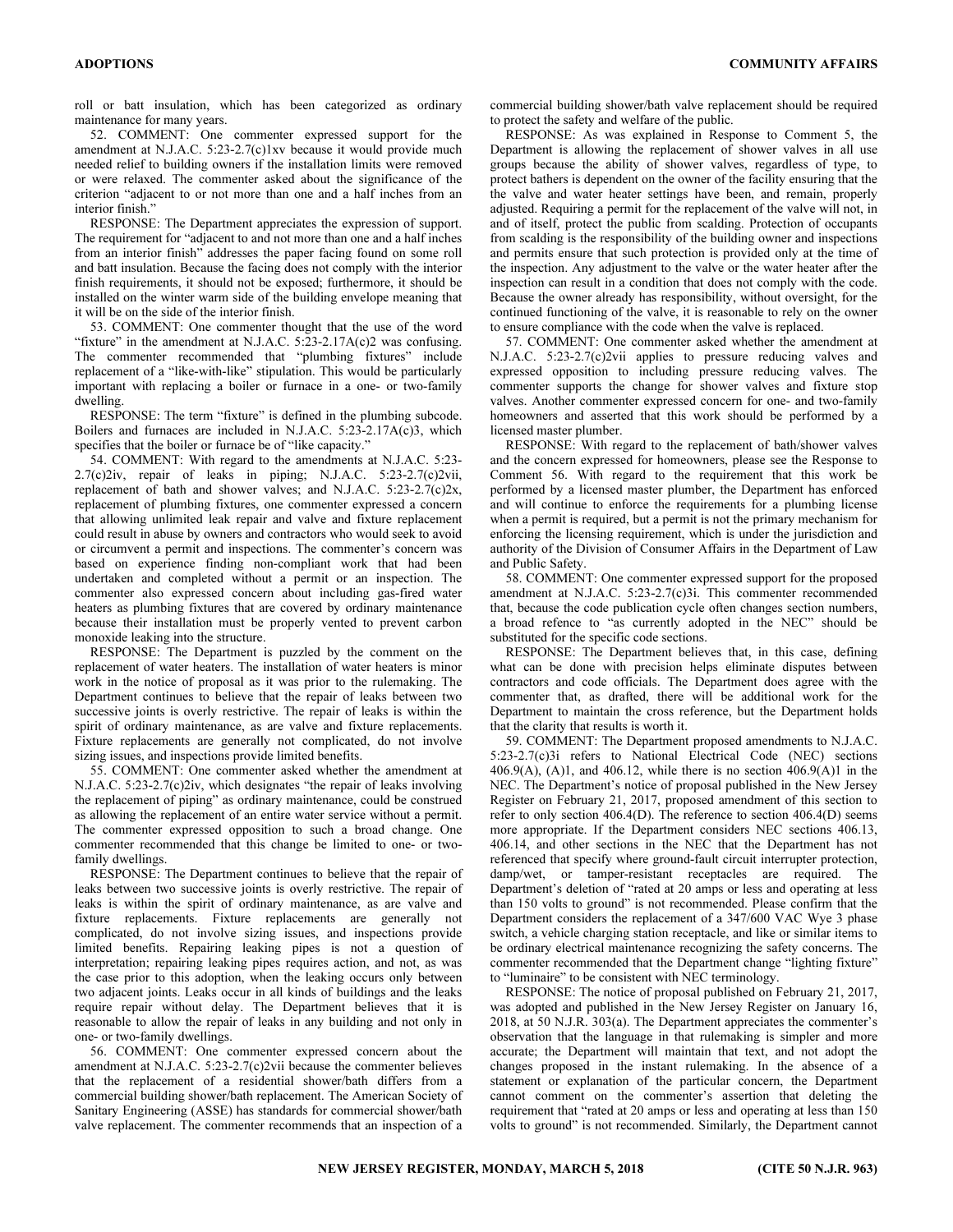roll or batt insulation, which has been categorized as ordinary maintenance for many years.

52. COMMENT: One commenter expressed support for the amendment at N.J.A.C. 5:23-2.7(c)1xv because it would provide much needed relief to building owners if the installation limits were removed or were relaxed. The commenter asked about the significance of the criterion "adjacent to or not more than one and a half inches from an interior finish."

RESPONSE: The Department appreciates the expression of support. The requirement for "adjacent to and not more than one and a half inches from an interior finish" addresses the paper facing found on some roll and batt insulation. Because the facing does not comply with the interior finish requirements, it should not be exposed; furthermore, it should be installed on the winter warm side of the building envelope meaning that it will be on the side of the interior finish.

53. COMMENT: One commenter thought that the use of the word "fixture" in the amendment at N.J.A.C. 5:23-2.17A(c)2 was confusing. The commenter recommended that "plumbing fixtures" include replacement of a "like-with-like" stipulation. This would be particularly important with replacing a boiler or furnace in a one- or two-family dwelling.

RESPONSE: The term "fixture" is defined in the plumbing subcode. Boilers and furnaces are included in N.J.A.C. 5:23-2.17A(c)3, which specifies that the boiler or furnace be of "like capacity."

54. COMMENT: With regard to the amendments at N.J.A.C. 5:23-2.7(c)2iv, repair of leaks in piping; N.J.A.C. 5:23-2.7(c)2vii, replacement of bath and shower valves; and N.J.A.C. 5:23-2.7(c)2x, replacement of plumbing fixtures, one commenter expressed a concern that allowing unlimited leak repair and valve and fixture replacement could result in abuse by owners and contractors who would seek to avoid or circumvent a permit and inspections. The commenter's concern was based on experience finding non-compliant work that had been undertaken and completed without a permit or an inspection. The commenter also expressed concern about including gas-fired water heaters as plumbing fixtures that are covered by ordinary maintenance because their installation must be properly vented to prevent carbon monoxide leaking into the structure.

RESPONSE: The Department is puzzled by the comment on the replacement of water heaters. The installation of water heaters is minor work in the notice of proposal as it was prior to the rulemaking. The Department continues to believe that the repair of leaks between two successive joints is overly restrictive. The repair of leaks is within the spirit of ordinary maintenance, as are valve and fixture replacements. Fixture replacements are generally not complicated, do not involve sizing issues, and inspections provide limited benefits.

55. COMMENT: One commenter asked whether the amendment at N.J.A.C. 5:23-2.7(c)2iv, which designates "the repair of leaks involving the replacement of piping" as ordinary maintenance, could be construed as allowing the replacement of an entire water service without a permit. The commenter expressed opposition to such a broad change. One commenter recommended that this change be limited to one- or two-family dwellings.

RESPONSE: The Department continues to believe that the repair of leaks between two successive joints is overly restrictive. The repair of leaks is within the spirit of ordinary maintenance, as are valve and fixture replacements. Fixture replacements are generally not complicated, do not involve sizing issues, and inspections provide limited benefits. Repairing leaking pipes is not a question of interpretation; repairing leaking pipes requires action, and not, as was the case prior to this adoption, when the leaking occurs only between two adjacent joints. Leaks occur in all kinds of buildings and the leaks require repair without delay. The Department believes that it is reasonable to allow the repair of leaks in any building and not only in one- or two-family dwellings.

56. COMMENT: One commenter expressed concern about the amendment at N.J.A.C. 5:23-2.7(c)2vii because the commenter believes that the replacement of a residential shower/bath differs from a commercial building shower/bath replacement. The American Society of Sanitary Engineering (ASSE) has standards for commercial shower/bath valve replacement. The commenter recommends that an inspection of a commercial building shower/bath valve replacement should be required to protect the safety and welfare of the public.

RESPONSE: As was explained in Response to Comment 5, the Department is allowing the replacement of shower valves in all use groups because the ability of shower valves, regardless of type, to protect bathers is dependent on the owner of the facility ensuring that the the valve and water heater settings have been, and remain, properly adjusted. Requiring a permit for the replacement of the valve will not, in and of itself, protect the public from scalding. Protection of occupants from scalding is the responsibility of the building owner and inspections and permits ensure that such protection is provided only at the time of the inspection. Any adjustment to the valve or the water heater after the inspection can result in a condition that does not comply with the code. Because the owner already has responsibility, without oversight, for the continued functioning of the valve, it is reasonable to rely on the owner to ensure compliance with the code when the valve is replaced.

57. COMMENT: One commenter asked whether the amendment at N.J.A.C. 5:23-2.7(c)2vii applies to pressure reducing valves and expressed opposition to including pressure reducing valves. The commenter supports the change for shower valves and fixture stop valves. Another commenter expressed concern for one- and two-family homeowners and asserted that this work should be performed by a licensed master plumber.

RESPONSE: With regard to the replacement of bath/shower valves and the concern expressed for homeowners, please see the Response to Comment 56. With regard to the requirement that this work be performed by a licensed master plumber, the Department has enforced and will continue to enforce the requirements for a plumbing license when a permit is required, but a permit is not the primary mechanism for enforcing the licensing requirement, which is under the jurisdiction and authority of the Division of Consumer Affairs in the Department of Law and Public Safety.

58. COMMENT: One commenter expressed support for the proposed amendment at N.J.A.C. 5:23-2.7(c)3i. This commenter recommended that, because the code publication cycle often changes section numbers, a broad refence to "as currently adopted in the NEC" should be substituted for the specific code sections.

RESPONSE: The Department believes that, in this case, defining what can be done with precision helps eliminate disputes between contractors and code officials. The Department does agree with the commenter that, as drafted, there will be additional work for the Department to maintain the cross reference, but the Department holds that the clarity that results is worth it.

59. COMMENT: The Department proposed amendments to N.J.A.C. 5:23-2.7(c)3i refers to National Electrical Code (NEC) sections 406.9(A), (A)1, and 406.12, while there is no section 406.9(A)1 in the NEC. The Department's notice of proposal published in the New Jersey Register on February 21, 2017, proposed amendment of this section to refer to only section 406.4(D). The reference to section 406.4(D) seems more appropriate. If the Department considers NEC sections 406.13, 406.14, and other sections in the NEC that the Department has not referenced that specify where ground-fault circuit interrupter protection, damp/wet, or tamper-resistant receptacles are required. The Department's deletion of "rated at 20 amps or less and operating at less than 150 volts to ground" is not recommended. Please confirm that the Department considers the replacement of a 347/600 VAC Wye 3 phase switch, a vehicle charging station receptacle, and like or similar items to be ordinary electrical maintenance recognizing the safety concerns. The commenter recommended that the Department change "lighting fixture" to "luminaire" to be consistent with NEC terminology.

RESPONSE: The notice of proposal published on February 21, 2017, was adopted and published in the New Jersey Register on January 16, 2018, at 50 N.J.R. 303(a). The Department appreciates the commenter's observation that the language in that rulemaking is simpler and more accurate; the Department will maintain that text, and not adopt the changes proposed in the instant rulemaking. In the absence of a statement or explanation of the particular concern, the Department cannot comment on the commenter's assertion that deleting the requirement that "rated at 20 amps or less and operating at less than 150 volts to ground" is not recommended. Similarly, the Department cannot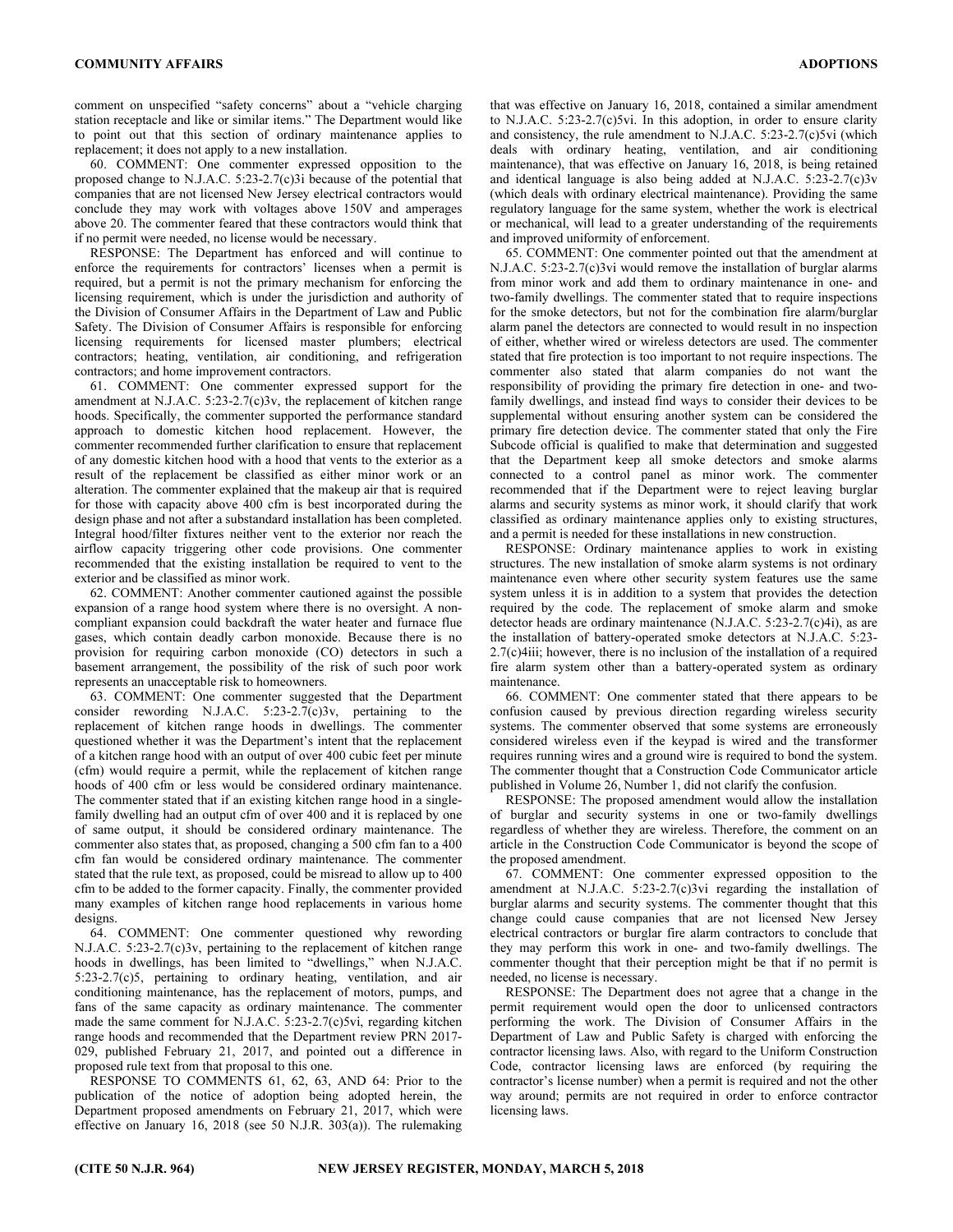comment on unspecified "safety concerns" about a "vehicle charging station receptacle and like or similar items." The Department would like to point out that this section of ordinary maintenance applies to replacement; it does not apply to a new installation.

60. COMMENT: One commenter expressed opposition to the proposed change to N.J.A.C. 5:23-2.7(c)3i because of the potential that companies that are not licensed New Jersey electrical contractors would conclude they may work with voltages above 150V and amperages above 20. The commenter feared that these contractors would think that if no permit were needed, no license would be necessary.

RESPONSE: The Department has enforced and will continue to enforce the requirements for contractors' licenses when a permit is required, but a permit is not the primary mechanism for enforcing the licensing requirement, which is under the jurisdiction and authority of the Division of Consumer Affairs in the Department of Law and Public Safety. The Division of Consumer Affairs is responsible for enforcing licensing requirements for licensed master plumbers; electrical contractors; heating, ventilation, air conditioning, and refrigeration contractors; and home improvement contractors.

61. COMMENT: One commenter expressed support for the amendment at N.J.A.C. 5:23-2.7(c)3v, the replacement of kitchen range hoods. Specifically, the commenter supported the performance standard approach to domestic kitchen hood replacement. However, the commenter recommended further clarification to ensure that replacement of any domestic kitchen hood with a hood that vents to the exterior as a result of the replacement be classified as either minor work or an alteration. The commenter explained that the makeup air that is required for those with capacity above 400 cfm is best incorporated during the design phase and not after a substandard installation has been completed. Integral hood/filter fixtures neither vent to the exterior nor reach the airflow capacity triggering other code provisions. One commenter recommended that the existing installation be required to vent to the exterior and be classified as minor work.

62. COMMENT: Another commenter cautioned against the possible expansion of a range hood system where there is no oversight. A non-compliant expansion could backdraft the water heater and furnace flue gases, which contain deadly carbon monoxide. Because there is no provision for requiring carbon monoxide (CO) detectors in such a basement arrangement, the possibility of the risk of such poor work represents an unacceptable risk to homeowners.

63. COMMENT: One commenter suggested that the Department consider rewording N.J.A.C. 5:23-2.7(c)3v, pertaining to the replacement of kitchen range hoods in dwellings. The commenter questioned whether it was the Department's intent that the replacement of a kitchen range hood with an output of over 400 cubic feet per minute (cfm) would require a permit, while the replacement of kitchen range hoods of 400 cfm or less would be considered ordinary maintenance. The commenter stated that if an existing kitchen range hood in a single-family dwelling had an output cfm of over 400 and it is replaced by one of same output, it should be considered ordinary maintenance. The commenter also states that, as proposed, changing a 500 cfm fan to a 400 cfm fan would be considered ordinary maintenance. The commenter stated that the rule text, as proposed, could be misread to allow up to 400 cfm to be added to the former capacity. Finally, the commenter provided many examples of kitchen range hood replacements in various home designs.

64. COMMENT: One commenter questioned why rewording N.J.A.C. 5:23-2.7(c)3v, pertaining to the replacement of kitchen range hoods in dwellings, has been limited to "dwellings," when N.J.A.C. 5:23-2.7(c)5, pertaining to ordinary heating, ventilation, and air conditioning maintenance, has the replacement of motors, pumps, and fans of the same capacity as ordinary maintenance. The commenter made the same comment for N.J.A.C. 5:23-2.7(c)5vi, regarding kitchen range hoods and recommended that the Department review PRN 2017-029, published February 21, 2017, and pointed out a difference in proposed rule text from that proposal to this one.

RESPONSE TO COMMENTS 61, 62, 63, AND 64: Prior to the publication of the notice of adoption being adopted herein, the Department proposed amendments on February 21, 2017, which were effective on January 16, 2018 (see 50 N.J.R. 303(a)). The rulemaking that was effective on January 16, 2018, contained a similar amendment to N.J.A.C. 5:23-2.7(c)5vi. In this adoption, in order to ensure clarity and consistency, the rule amendment to N.J.A.C. 5:23-2.7(c)5vi (which deals with ordinary heating, ventilation, and air conditioning maintenance), that was effective on January 16, 2018, is being retained and identical language is also being added at N.J.A.C. 5:23-2.7(c)3v (which deals with ordinary electrical maintenance). Providing the same regulatory language for the same system, whether the work is electrical or mechanical, will lead to a greater understanding of the requirements and improved uniformity of enforcement.

65. COMMENT: One commenter pointed out that the amendment at N.J.A.C. 5:23-2.7(c)3vi would remove the installation of burglar alarms from minor work and add them to ordinary maintenance in one- and two-family dwellings. The commenter stated that to require inspections for the smoke detectors, but not for the combination fire alarm/burglar alarm panel the detectors are connected to would result in no inspection of either, whether wired or wireless detectors are used. The commenter stated that fire protection is too important to not require inspections. The commenter also stated that alarm companies do not want the responsibility of providing the primary fire detection in one- and two-family dwellings, and instead find ways to consider their devices to be supplemental without ensuring another system can be considered the primary fire detection device. The commenter stated that only the Fire Subcode official is qualified to make that determination and suggested that the Department keep all smoke detectors and smoke alarms connected to a control panel as minor work. The commenter recommended that if the Department were to reject leaving burglar alarms and security systems as minor work, it should clarify that work classified as ordinary maintenance applies only to existing structures, and a permit is needed for these installations in new construction.

RESPONSE: Ordinary maintenance applies to work in existing structures. The new installation of smoke alarm systems is not ordinary maintenance even where other security system features use the same system unless it is in addition to a system that provides the detection required by the code. The replacement of smoke alarm and smoke detector heads are ordinary maintenance (N.J.A.C. 5:23-2.7(c)4i), as are the installation of battery-operated smoke detectors at N.J.A.C. 5:23-2.7(c)4iii; however, there is no inclusion of the installation of a required fire alarm system other than a battery-operated system as ordinary maintenance.

66. COMMENT: One commenter stated that there appears to be confusion caused by previous direction regarding wireless security systems. The commenter observed that some systems are erroneously considered wireless even if the keypad is wired and the transformer requires running wires and a ground wire is required to bond the system. The commenter thought that a Construction Code Communicator article published in Volume 26, Number 1, did not clarify the confusion.

RESPONSE: The proposed amendment would allow the installation of burglar and security systems in one or two-family dwellings regardless of whether they are wireless. Therefore, the comment on an article in the Construction Code Communicator is beyond the scope of the proposed amendment.

67. COMMENT: One commenter expressed opposition to the amendment at N.J.A.C. 5:23-2.7(c)3vi regarding the installation of burglar alarms and security systems. The commenter thought that this change could cause companies that are not licensed New Jersey electrical contractors or burglar fire alarm contractors to conclude that they may perform this work in one- and two-family dwellings. The commenter thought that their perception might be that if no permit is needed, no license is necessary.

RESPONSE: The Department does not agree that a change in the permit requirement would open the door to unlicensed contractors performing the work. The Division of Consumer Affairs in the Department of Law and Public Safety is charged with enforcing the contractor licensing laws. Also, with regard to the Uniform Construction Code, contractor licensing laws are enforced (by requiring the contractor's license number) when a permit is required and not the other way around; permits are not required in order to enforce contractor licensing laws.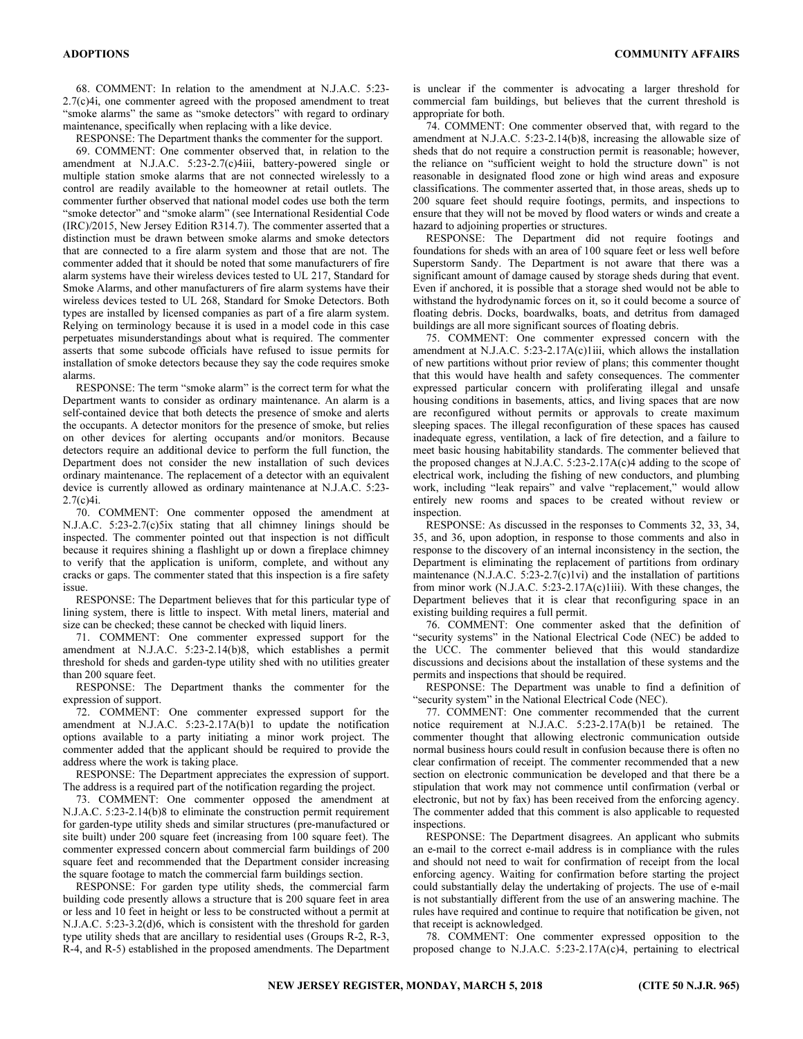68. COMMENT: In relation to the amendment at N.J.A.C. 5:23-2.7(c)4i, one commenter agreed with the proposed amendment to treat "smoke alarms" the same as "smoke detectors" with regard to ordinary maintenance, specifically when replacing with a like device.

RESPONSE: The Department thanks the commenter for the support.

69. COMMENT: One commenter observed that, in relation to the amendment at N.J.A.C. 5:23-2.7(c)4iii, battery-powered single or multiple station smoke alarms that are not connected wirelessly to a control are readily available to the homeowner at retail outlets. The commenter further observed that national model codes use both the term "smoke detector" and "smoke alarm" (see International Residential Code (IRC)/2015, New Jersey Edition R314.7). The commenter asserted that a distinction must be drawn between smoke alarms and smoke detectors that are connected to a fire alarm system and those that are not. The commenter added that it should be noted that some manufacturers of fire alarm systems have their wireless devices tested to UL 217, Standard for Smoke Alarms, and other manufacturers of fire alarm systems have their wireless devices tested to UL 268, Standard for Smoke Detectors. Both types are installed by licensed companies as part of a fire alarm system. Relying on terminology because it is used in a model code in this case perpetuates misunderstandings about what is required. The commenter asserts that some subcode officials have refused to issue permits for installation of smoke detectors because they say the code requires smoke alarms.

RESPONSE: The term "smoke alarm" is the correct term for what the Department wants to consider as ordinary maintenance. An alarm is a self-contained device that both detects the presence of smoke and alerts the occupants. A detector monitors for the presence of smoke, but relies on other devices for alerting occupants and/or monitors. Because detectors require an additional device to perform the full function, the Department does not consider the new installation of such devices ordinary maintenance. The replacement of a detector with an equivalent device is currently allowed as ordinary maintenance at N.J.A.C. 5:23-2.7(c)4i.

70. COMMENT: One commenter opposed the amendment at N.J.A.C. 5:23-2.7(c)5ix stating that all chimney linings should be inspected. The commenter pointed out that inspection is not difficult because it requires shining a flashlight up or down a fireplace chimney to verify that the application is uniform, complete, and without any cracks or gaps. The commenter stated that this inspection is a fire safety issue.

RESPONSE: The Department believes that for this particular type of lining system, there is little to inspect. With metal liners, material and size can be checked; these cannot be checked with liquid liners.

71. COMMENT: One commenter expressed support for the amendment at N.J.A.C. 5:23-2.14(b)8, which establishes a permit threshold for sheds and garden-type utility shed with no utilities greater than 200 square feet.

RESPONSE: The Department thanks the commenter for the expression of support.

72. COMMENT: One commenter expressed support for the amendment at N.J.A.C. 5:23-2.17A(b)1 to update the notification options available to a party initiating a minor work project. The commenter added that the applicant should be required to provide the address where the work is taking place.

RESPONSE: The Department appreciates the expression of support. The address is a required part of the notification regarding the project.

73. COMMENT: One commenter opposed the amendment at N.J.A.C. 5:23-2.14(b)8 to eliminate the construction permit requirement for garden-type utility sheds and similar structures (pre-manufactured or site built) under 200 square feet (increasing from 100 square feet). The commenter expressed concern about commercial farm buildings of 200 square feet and recommended that the Department consider increasing the square footage to match the commercial farm buildings section.

RESPONSE: For garden type utility sheds, the commercial farm building code presently allows a structure that is 200 square feet in area or less and 10 feet in height or less to be constructed without a permit at N.J.A.C. 5:23-3.2(d)6, which is consistent with the threshold for garden type utility sheds that are ancillary to residential uses (Groups R-2, R-3, R-4, and R-5) established in the proposed amendments. The Department is unclear if the commenter is advocating a larger threshold for commercial fam buildings, but believes that the current threshold is appropriate for both.

74. COMMENT: One commenter observed that, with regard to the amendment at N.J.A.C. 5:23-2.14(b)8, increasing the allowable size of sheds that do not require a construction permit is reasonable; however, the reliance on "sufficient weight to hold the structure down" is not reasonable in designated flood zone or high wind areas and exposure classifications. The commenter asserted that, in those areas, sheds up to 200 square feet should require footings, permits, and inspections to ensure that they will not be moved by flood waters or winds and create a hazard to adjoining properties or structures.

RESPONSE: The Department did not require footings and foundations for sheds with an area of 100 square feet or less well before Superstorm Sandy. The Department is not aware that there was a significant amount of damage caused by storage sheds during that event. Even if anchored, it is possible that a storage shed would not be able to withstand the hydrodynamic forces on it, so it could become a source of floating debris. Docks, boardwalks, boats, and detritus from damaged buildings are all more significant sources of floating debris.

75. COMMENT: One commenter expressed concern with the amendment at N.J.A.C. 5:23-2.17A(c)1iii, which allows the installation of new partitions without prior review of plans; this commenter thought that this would have health and safety consequences. The commenter expressed particular concern with proliferating illegal and unsafe housing conditions in basements, attics, and living spaces that are now are reconfigured without permits or approvals to create maximum sleeping spaces. The illegal reconfiguration of these spaces has caused inadequate egress, ventilation, a lack of fire detection, and a failure to meet basic housing habitability standards. The commenter believed that the proposed changes at N.J.A.C. 5:23-2.17A(c)4 adding to the scope of electrical work, including the fishing of new conductors, and plumbing work, including "leak repairs" and valve "replacement," would allow entirely new rooms and spaces to be created without review or inspection.

RESPONSE: As discussed in the responses to Comments 32, 33, 34, 35, and 36, upon adoption, in response to those comments and also in response to the discovery of an internal inconsistency in the section, the Department is eliminating the replacement of partitions from ordinary maintenance (N.J.A.C. 5:23-2.7(c)1vi) and the installation of partitions from minor work (N.J.A.C. 5:23-2.17A(c)1iii). With these changes, the Department believes that it is clear that reconfiguring space in an existing building requires a full permit.

76. COMMENT: One commenter asked that the definition of "security systems" in the National Electrical Code (NEC) be added to the UCC. The commenter believed that this would standardize discussions and decisions about the installation of these systems and the permits and inspections that should be required.

RESPONSE: The Department was unable to find a definition of "security system" in the National Electrical Code (NEC).

77. COMMENT: One commenter recommended that the current notice requirement at N.J.A.C. 5:23-2.17A(b)1 be retained. The commenter thought that allowing electronic communication outside normal business hours could result in confusion because there is often no clear confirmation of receipt. The commenter recommended that a new section on electronic communication be developed and that there be a stipulation that work may not commence until confirmation (verbal or electronic, but not by fax) has been received from the enforcing agency. The commenter added that this comment is also applicable to requested inspections.

RESPONSE: The Department disagrees. An applicant who submits an e-mail to the correct e-mail address is in compliance with the rules and should not need to wait for confirmation of receipt from the local enforcing agency. Waiting for confirmation before starting the project could substantially delay the undertaking of projects. The use of e-mail is not substantially different from the use of an answering machine. The rules have required and continue to require that notification be given, not that receipt is acknowledged.

78. COMMENT: One commenter expressed opposition to the proposed change to N.J.A.C. 5:23-2.17A(c)4, pertaining to electrical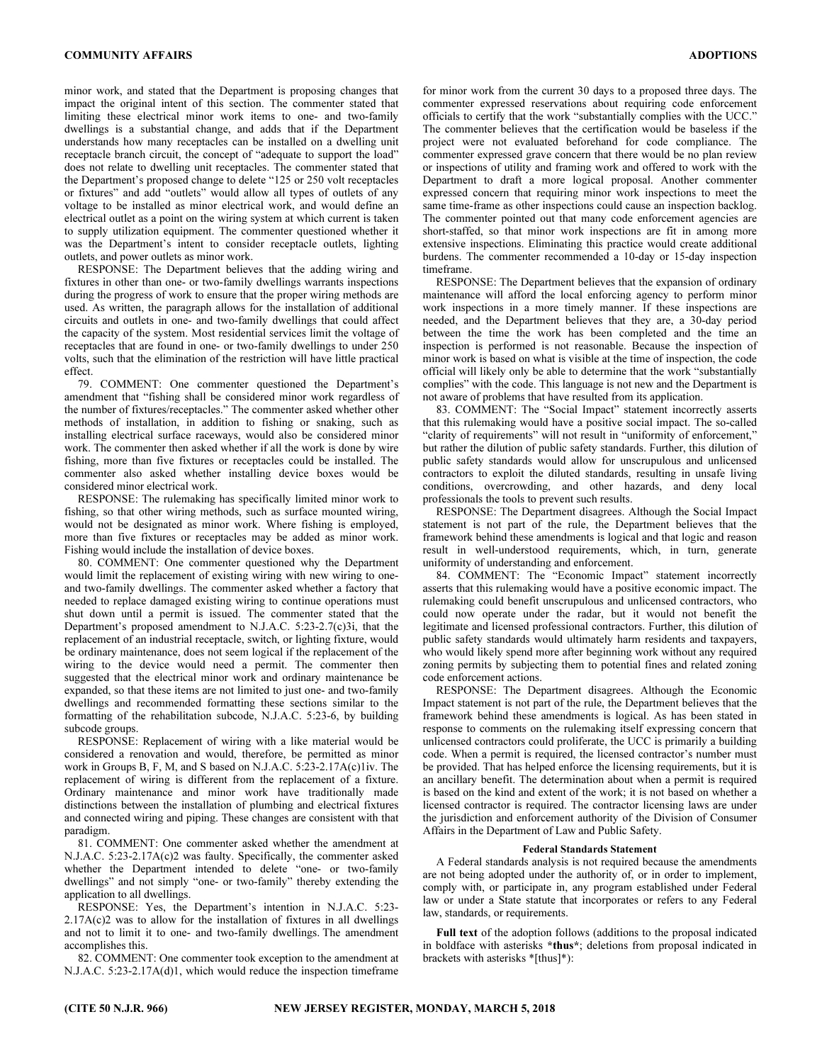minor work, and stated that the Department is proposing changes that impact the original intent of this section. The commenter stated that limiting these electrical minor work items to one- and two-family dwellings is a substantial change, and adds that if the Department understands how many receptacles can be installed on a dwelling unit receptacle branch circuit, the concept of "adequate to support the load" does not relate to dwelling unit receptacles. The commenter stated that the Department's proposed change to delete "125 or 250 volt receptacles or fixtures" and add "outlets" would allow all types of outlets of any voltage to be installed as minor electrical work, and would define an electrical outlet as a point on the wiring system at which current is taken to supply utilization equipment. The commenter questioned whether it was the Department's intent to consider receptacle outlets, lighting outlets, and power outlets as minor work.

RESPONSE: The Department believes that the adding wiring and fixtures in other than one- or two-family dwellings warrants inspections during the progress of work to ensure that the proper wiring methods are used. As written, the paragraph allows for the installation of additional circuits and outlets in one- and two-family dwellings that could affect the capacity of the system. Most residential services limit the voltage of receptacles that are found in one- or two-family dwellings to under 250 volts, such that the elimination of the restriction will have little practical effect.

79. COMMENT: One commenter questioned the Department's amendment that "fishing shall be considered minor work regardless of the number of fixtures/receptacles." The commenter asked whether other methods of installation, in addition to fishing or snaking, such as installing electrical surface raceways, would also be considered minor work. The commenter then asked whether if all the work is done by wire fishing, more than five fixtures or receptacles could be installed. The commenter also asked whether installing device boxes would be considered minor electrical work.

RESPONSE: The rulemaking has specifically limited minor work to fishing, so that other wiring methods, such as surface mounted wiring, would not be designated as minor work. Where fishing is employed, more than five fixtures or receptacles may be added as minor work. Fishing would include the installation of device boxes.

80. COMMENT: One commenter questioned why the Department would limit the replacement of existing wiring with new wiring to one- and two-family dwellings. The commenter asked whether a factory that needed to replace damaged existing wiring to continue operations must shut down until a permit is issued. The commenter stated that the Department's proposed amendment to N.J.A.C. 5:23-2.7(c)3i, that the replacement of an industrial receptacle, switch, or lighting fixture, would be ordinary maintenance, does not seem logical if the replacement of the wiring to the device would need a permit. The commenter then suggested that the electrical minor work and ordinary maintenance be expanded, so that these items are not limited to just one- and two-family dwellings and recommended formatting these sections similar to the formatting of the rehabilitation subcode, N.J.A.C. 5:23-6, by building subcode groups.

RESPONSE: Replacement of wiring with a like material would be considered a renovation and would, therefore, be permitted as minor work in Groups B, F, M, and S based on N.J.A.C. 5:23-2.17A(c)1iv. The replacement of wiring is different from the replacement of a fixture. Ordinary maintenance and minor work have traditionally made distinctions between the installation of plumbing and electrical fixtures and connected wiring and piping. These changes are consistent with that paradigm.

81. COMMENT: One commenter asked whether the amendment at N.J.A.C. 5:23-2.17A(c)2 was faulty. Specifically, the commenter asked whether the Department intended to delete "one- or two-family dwellings" and not simply "one- or two-family" thereby extending the application to all dwellings.

RESPONSE: Yes, the Department's intention in N.J.A.C. 5:23-2.17A(c)2 was to allow for the installation of fixtures in all dwellings and not to limit it to one- and two-family dwellings. The amendment accomplishes this.

82. COMMENT: One commenter took exception to the amendment at N.J.A.C. 5:23-2.17A(d)1, which would reduce the inspection timeframe for minor work from the current 30 days to a proposed three days. The commenter expressed reservations about requiring code enforcement officials to certify that the work "substantially complies with the UCC." The commenter believes that the certification would be baseless if the project were not evaluated beforehand for code compliance. The commenter expressed grave concern that there would be no plan review or inspections of utility and framing work and offered to work with the Department to draft a more logical proposal. Another commenter expressed concern that requiring minor work inspections to meet the same time-frame as other inspections could cause an inspection backlog. The commenter pointed out that many code enforcement agencies are short-staffed, so that minor work inspections are fit in among more extensive inspections. Eliminating this practice would create additional burdens. The commenter recommended a 10-day or 15-day inspection timeframe.

RESPONSE: The Department believes that the expansion of ordinary maintenance will afford the local enforcing agency to perform minor work inspections in a more timely manner. If these inspections are needed, and the Department believes that they are, a 30-day period between the time the work has been completed and the time an inspection is performed is not reasonable. Because the inspection of minor work is based on what is visible at the time of inspection, the code official will likely only be able to determine that the work "substantially complies" with the code. This language is not new and the Department is not aware of problems that have resulted from its application.

83. COMMENT: The "Social Impact" statement incorrectly asserts that this rulemaking would have a positive social impact. The so-called "clarity of requirements" will not result in "uniformity of enforcement," but rather the dilution of public safety standards. Further, this dilution of public safety standards would allow for unscrupulous and unlicensed contractors to exploit the diluted standards, resulting in unsafe living conditions, overcrowding, and other hazards, and deny local professionals the tools to prevent such results.

RESPONSE: The Department disagrees. Although the Social Impact statement is not part of the rule, the Department believes that the framework behind these amendments is logical and that logic and reason result in well-understood requirements, which, in turn, generate uniformity of understanding and enforcement.

84. COMMENT: The "Economic Impact" statement incorrectly asserts that this rulemaking would have a positive economic impact. The rulemaking could benefit unscrupulous and unlicensed contractors, who could now operate under the radar, but it would not benefit the legitimate and licensed professional contractors. Further, this dilution of public safety standards would ultimately harm residents and taxpayers, who would likely spend more after beginning work without any required zoning permits by subjecting them to potential fines and related zoning code enforcement actions.

RESPONSE: The Department disagrees. Although the Economic Impact statement is not part of the rule, the Department believes that the framework behind these amendments is logical. As has been stated in response to comments on the rulemaking itself expressing concern that unlicensed contractors could proliferate, the UCC is primarily a building code. When a permit is required, the licensed contractor's number must be provided. That has helped enforce the licensing requirements, but it is an ancillary benefit. The determination about when a permit is required is based on the kind and extent of the work; it is not based on whether a licensed contractor is required. The contractor licensing laws are under the jurisdiction and enforcement authority of the Division of Consumer Affairs in the Department of Law and Public Safety.

**Federal Standards Statement**

A Federal standards analysis is not required because the amendments are not being adopted under the authority of, or in order to implement, comply with, or participate in, any program established under Federal law or under a State statute that incorporates or refers to any Federal law, standards, or requirements.

**Full text** of the adoption follows (additions to the proposal indicated in boldface with asterisks ***thus***; deletions from proposal indicated in brackets with asterisks *[thus]*):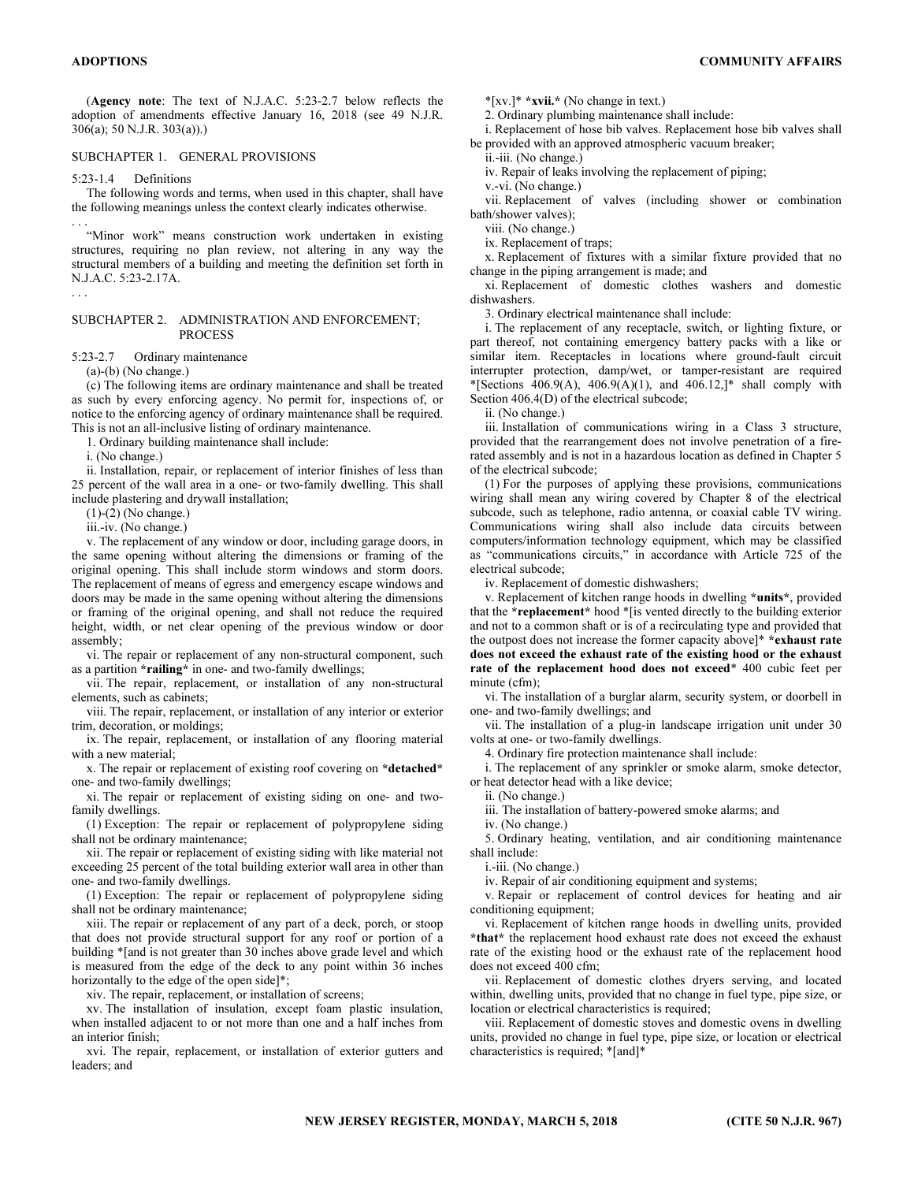(**Agency note**: The text of N.J.A.C. 5:23-2.7 below reflects the adoption of amendments effective January 16, 2018 (see 49 N.J.R. 306(a); 50 N.J.R. 303(a)).)

SUBCHAPTER 1. GENERAL PROVISIONS

5:23-1.4 Definitions

The following words and terms, when used in this chapter, shall have the following meanings unless the context clearly indicates otherwise.

. . .

"Minor work" means construction work undertaken in existing structures, requiring no plan review, not altering in any way the structural members of a building and meeting the definition set forth in N.J.A.C. 5:23-2.17A.

. . .

SUBCHAPTER 2. ADMINISTRATION AND ENFORCEMENT; PROCESS

5:23-2.7 Ordinary maintenance

(a)-(b) (No change.)

(c) The following items are ordinary maintenance and shall be treated as such by every enforcing agency. No permit for, inspections of, or notice to the enforcing agency of ordinary maintenance shall be required. This is not an all-inclusive listing of ordinary maintenance.

1. Ordinary building maintenance shall include:

i. (No change.)

ii. Installation, repair, or replacement of interior finishes of less than 25 percent of the wall area in a one- or two-family dwelling. This shall include plastering and drywall installation;

(1)-(2) (No change.)

iii.-iv. (No change.)

v. The replacement of any window or door, including garage doors, in the same opening without altering the dimensions or framing of the original opening. This shall include storm windows and storm doors. The replacement of means of egress and emergency escape windows and doors may be made in the same opening without altering the dimensions or framing of the original opening, and shall not reduce the required height, width, or net clear opening of the previous window or door assembly;

vi. The repair or replacement of any non-structural component, such as a partition ***railing*** in one- and two-family dwellings;

vii. The repair, replacement, or installation of any non-structural elements, such as cabinets;

viii. The repair, replacement, or installation of any interior or exterior trim, decoration, or moldings;

ix. The repair, replacement, or installation of any flooring material with a new material;

x. The repair or replacement of existing roof covering on ***detached*** one- and two-family dwellings;

xi. The repair or replacement of existing siding on one- and two-family dwellings.

(1) Exception: The repair or replacement of polypropylene siding shall not be ordinary maintenance;

xii. The repair or replacement of existing siding with like material not exceeding 25 percent of the total building exterior wall area in other than one- and two-family dwellings.

(1) Exception: The repair or replacement of polypropylene siding shall not be ordinary maintenance;

xiii. The repair or replacement of any part of a deck, porch, or stoop that does not provide structural support for any roof or portion of a building *[and is not greater than 30 inches above grade level and which is measured from the edge of the deck to any point within 36 inches horizontally to the edge of the open side]*;

xiv. The repair, replacement, or installation of screens;

xv. The installation of insulation, except foam plastic insulation, when installed adjacent to or not more than one and a half inches from an interior finish;

xvi. The repair, replacement, or installation of exterior gutters and leaders; and

*[xv.]* ***xvii.*** (No change in text.)

2. Ordinary plumbing maintenance shall include:

i. Replacement of hose bib valves. Replacement hose bib valves shall be provided with an approved atmospheric vacuum breaker;

ii.-iii. (No change.)

iv. Repair of leaks involving the replacement of piping;

v.-vi. (No change.)

vii. Replacement of valves (including shower or combination bath/shower valves);

viii. (No change.)

ix. Replacement of traps;

x. Replacement of fixtures with a similar fixture provided that no change in the piping arrangement is made; and

xi. Replacement of domestic clothes washers and domestic dishwashers.

3. Ordinary electrical maintenance shall include:

i. The replacement of any receptacle, switch, or lighting fixture, or part thereof, not containing emergency battery packs with a like or similar item. Receptacles in locations where ground-fault circuit interrupter protection, damp/wet, or tamper-resistant are required *[Sections 406.9(A), 406.9(A)(1), and 406.12,]* shall comply with Section 406.4(D) of the electrical subcode;

ii. (No change.)

iii. Installation of communications wiring in a Class 3 structure, provided that the rearrangement does not involve penetration of a fire-rated assembly and is not in a hazardous location as defined in Chapter 5 of the electrical subcode;

(1) For the purposes of applying these provisions, communications wiring shall mean any wiring covered by Chapter 8 of the electrical subcode, such as telephone, radio antenna, or coaxial cable TV wiring. Communications wiring shall also include data circuits between computers/information technology equipment, which may be classified as "communications circuits," in accordance with Article 725 of the electrical subcode;

iv. Replacement of domestic dishwashers;

v. Replacement of kitchen range hoods in dwelling ***units***, provided that the ***replacement*** hood *[is vented directly to the building exterior and not to a common shaft or is of a recirculating type and provided that the outpost does not increase the former capacity above]* ***exhaust rate does not exceed the exhaust rate of the existing hood or the exhaust rate of the replacement hood does not exceed*** 400 cubic feet per minute (cfm);

vi. The installation of a burglar alarm, security system, or doorbell in one- and two-family dwellings; and

vii. The installation of a plug-in landscape irrigation unit under 30 volts at one- or two-family dwellings.

4. Ordinary fire protection maintenance shall include:

i. The replacement of any sprinkler or smoke alarm, smoke detector, or heat detector head with a like device;

ii. (No change.)

iii. The installation of battery-powered smoke alarms; and

iv. (No change.)

5. Ordinary heating, ventilation, and air conditioning maintenance shall include:

i.-iii. (No change.)

iv. Repair of air conditioning equipment and systems;

v. Repair or replacement of control devices for heating and air conditioning equipment;

vi. Replacement of kitchen range hoods in dwelling units, provided ***that*** the replacement hood exhaust rate does not exceed the exhaust rate of the existing hood or the exhaust rate of the replacement hood does not exceed 400 cfm;

vii. Replacement of domestic clothes dryers serving, and located within, dwelling units, provided that no change in fuel type, pipe size, or location or electrical characteristics is required;

viii. Replacement of domestic stoves and domestic ovens in dwelling units, provided no change in fuel type, pipe size, or location or electrical characteristics is required; *[and]*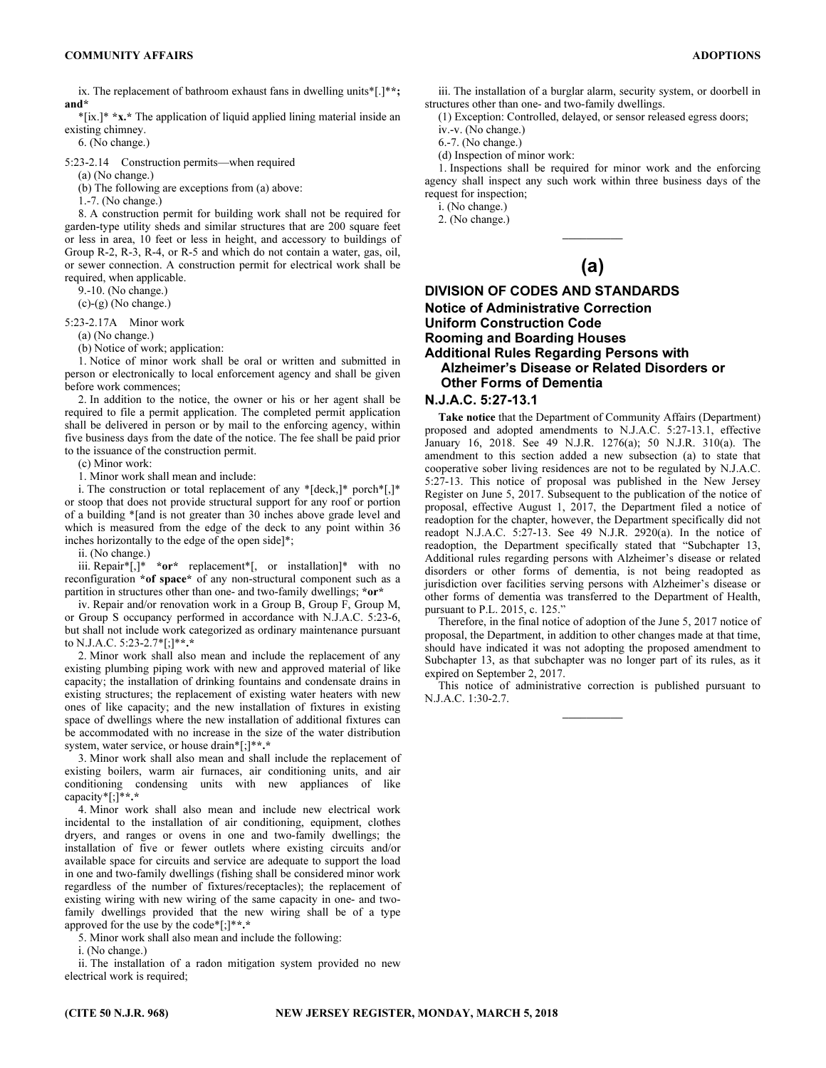ix. The replacement of bathroom exhaust fans in dwelling units*[.]***; and***

*[ix.]* ***x.*** The application of liquid applied lining material inside an existing chimney.

6. (No change.)

5:23-2.14 Construction permits—when required

(a) (No change.)

(b) The following are exceptions from (a) above:

1.-7. (No change.)

8. A construction permit for building work shall not be required for garden-type utility sheds and similar structures that are 200 square feet or less in area, 10 feet or less in height, and accessory to buildings of Group R-2, R-3, R-4, or R-5 and which do not contain a water, gas, oil, or sewer connection. A construction permit for electrical work shall be required, when applicable.

9.-10. (No change.)

(c)-(g) (No change.)

5:23-2.17A Minor work

(a) (No change.)

(b) Notice of work; application:

1. Notice of minor work shall be oral or written and submitted in person or electronically to local enforcement agency and shall be given before work commences;

2. In addition to the notice, the owner or his or her agent shall be required to file a permit application. The completed permit application shall be delivered in person or by mail to the enforcing agency, within five business days from the date of the notice. The fee shall be paid prior to the issuance of the construction permit.

(c) Minor work:

1. Minor work shall mean and include:

i. The construction or total replacement of any *[deck,]* porch*[,]* or stoop that does not provide structural support for any roof or portion of a building *[and is not greater than 30 inches above grade level and which is measured from the edge of the deck to any point within 36 inches horizontally to the edge of the open side]*;

ii. (No change.)

iii. Repair*[,]* ***or*** replacement*[, or installation]* with no reconfiguration ***of space*** of any non-structural component such as a partition in structures other than one- and two-family dwellings; ***or***

iv. Repair and/or renovation work in a Group B, Group F, Group M, or Group S occupancy performed in accordance with N.J.A.C. 5:23-6, but shall not include work categorized as ordinary maintenance pursuant to N.J.A.C. 5:23-2.7*[;]****.***

2. Minor work shall also mean and include the replacement of any existing plumbing piping work with new and approved material of like capacity; the installation of drinking fountains and condensate drains in existing structures; the replacement of existing water heaters with new ones of like capacity; and the new installation of fixtures in existing space of dwellings where the new installation of additional fixtures can be accommodated with no increase in the size of the water distribution system, water service, or house drain*[;]****.***

3. Minor work shall also mean and shall include the replacement of existing boilers, warm air furnaces, air conditioning units, and air conditioning condensing units with new appliances of like capacity*[;]****.***

4. Minor work shall also mean and include new electrical work incidental to the installation of air conditioning, equipment, clothes dryers, and ranges or ovens in one and two-family dwellings; the installation of five or fewer outlets where existing circuits and/or available space for circuits and service are adequate to support the load in one and two-family dwellings (fishing shall be considered minor work regardless of the number of fixtures/receptacles); the replacement of existing wiring with new wiring of the same capacity in one- and two-family dwellings provided that the new wiring shall be of a type approved for the use by the code*[;]****.***

5. Minor work shall also mean and include the following:

i. (No change.)

ii. The installation of a radon mitigation system provided no new electrical work is required;

iii. The installation of a burglar alarm, security system, or doorbell in structures other than one- and two-family dwellings.

(1) Exception: Controlled, delayed, or sensor released egress doors;

iv.-v. (No change.)

6.-7. (No change.)

(d) Inspection of minor work:

1. Inspections shall be required for minor work and the enforcing agency shall inspect any such work within three business days of the request for inspection;

i. (No change.)

2. (No change.)

---

## (a)

## DIVISION OF CODES AND STANDARDS

### Notice of Administrative Correction
### Uniform Construction Code
### Rooming and Boarding Houses
### Additional Rules Regarding Persons with Alzheimer's Disease or Related Disorders or Other Forms of Dementia

### N.J.A.C. 5:27-13.1

**Take notice** that the Department of Community Affairs (Department) proposed and adopted amendments to N.J.A.C. 5:27-13.1, effective January 16, 2018. See 49 N.J.R. 1276(a); 50 N.J.R. 310(a). The amendment to this section added a new subsection (a) to state that cooperative sober living residences are not to be regulated by N.J.A.C. 5:27-13. This notice of proposal was published in the New Jersey Register on June 5, 2017. Subsequent to the publication of the notice of proposal, effective August 1, 2017, the Department filed a notice of readoption for the chapter, however, the Department specifically did not readopt N.J.A.C. 5:27-13. See 49 N.J.R. 2920(a). In the notice of readoption, the Department specifically stated that "Subchapter 13, Additional rules regarding persons with Alzheimer's disease or related disorders or other forms of dementia, is not being readopted as jurisdiction over facilities serving persons with Alzheimer's disease or other forms of dementia was transferred to the Department of Health, pursuant to P.L. 2015, c. 125."

Therefore, in the final notice of adoption of the June 5, 2017 notice of proposal, the Department, in addition to other changes made at that time, should have indicated it was not adopting the proposed amendment to Subchapter 13, as that subchapter was no longer part of its rules, as it expired on September 2, 2017.

This notice of administrative correction is published pursuant to N.J.A.C. 1:30-2.7.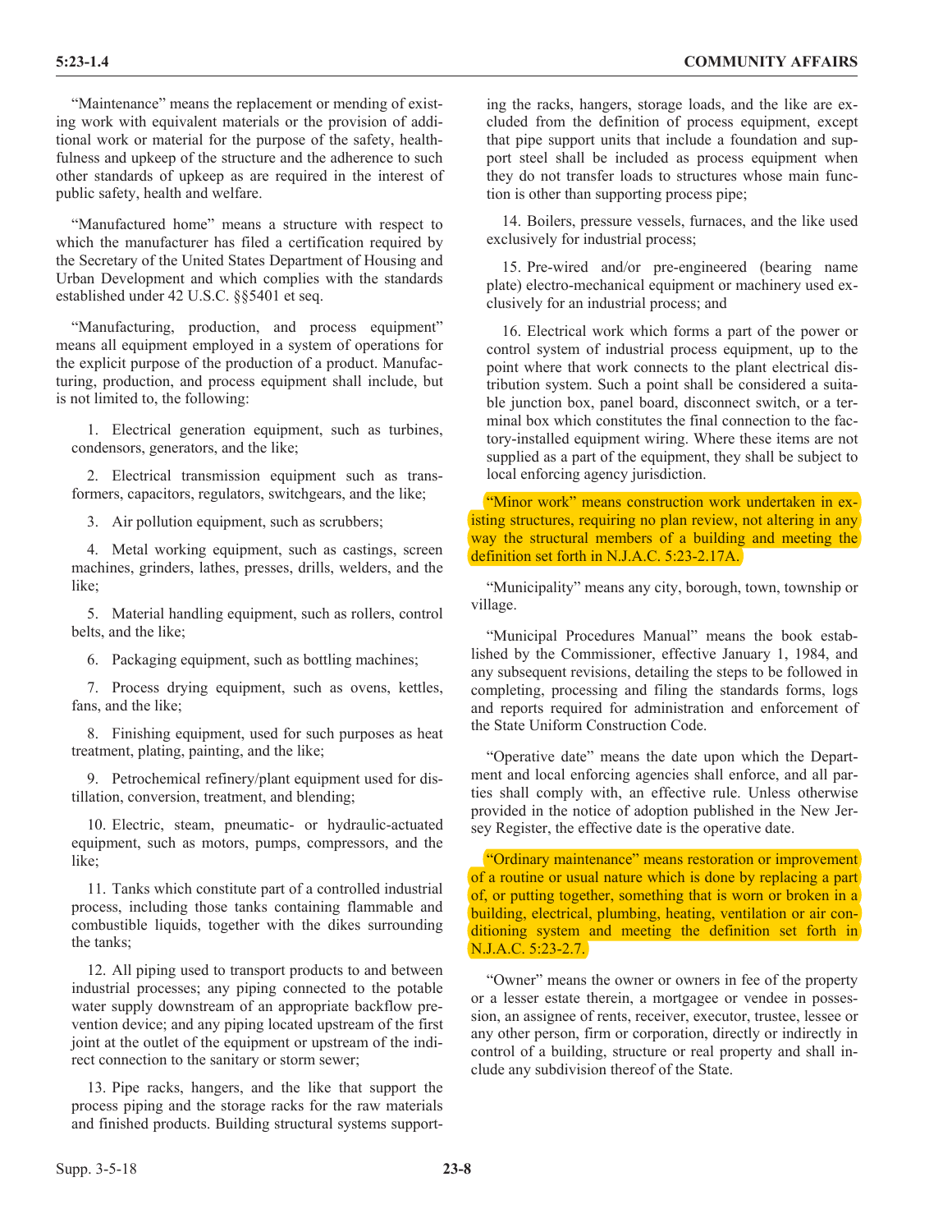"Maintenance" means the replacement or mending of existing work with equivalent materials or the provision of additional work or material for the purpose of the safety, healthfulness and upkeep of the structure and the adherence to such other standards of upkeep as are required in the interest of public safety, health and welfare.

"Manufactured home" means a structure with respect to which the manufacturer has filed a certification required by the Secretary of the United States Department of Housing and Urban Development and which complies with the standards established under 42 U.S.C. §§5401 et seq.

"Manufacturing, production, and process equipment" means all equipment employed in a system of operations for the explicit purpose of the production of a product. Manufacturing, production, and process equipment shall include, but is not limited to, the following:

1. Electrical generation equipment, such as turbines, condensors, generators, and the like;

2. Electrical transmission equipment such as transformers, capacitors, regulators, switchgears, and the like;

3. Air pollution equipment, such as scrubbers;

4. Metal working equipment, such as castings, screen machines, grinders, lathes, presses, drills, welders, and the like;

5. Material handling equipment, such as rollers, control belts, and the like;

6. Packaging equipment, such as bottling machines;

7. Process drying equipment, such as ovens, kettles, fans, and the like;

8. Finishing equipment, used for such purposes as heat treatment, plating, painting, and the like;

9. Petrochemical refinery/plant equipment used for distillation, conversion, treatment, and blending;

10. Electric, steam, pneumatic- or hydraulic-actuated equipment, such as motors, pumps, compressors, and the like;

11. Tanks which constitute part of a controlled industrial process, including those tanks containing flammable and combustible liquids, together with the dikes surrounding the tanks;

12. All piping used to transport products to and between industrial processes; any piping connected to the potable water supply downstream of an appropriate backflow prevention device; and any piping located upstream of the first joint at the outlet of the equipment or upstream of the indirect connection to the sanitary or storm sewer;

13. Pipe racks, hangers, and the like that support the process piping and the storage racks for the raw materials and finished products. Building structural systems supporting the racks, hangers, storage loads, and the like are excluded from the definition of process equipment, except that pipe support units that include a foundation and support steel shall be included as process equipment when they do not transfer loads to structures whose main function is other than supporting process pipe;

14. Boilers, pressure vessels, furnaces, and the like used exclusively for industrial process;

15. Pre-wired and/or pre-engineered (bearing name plate) electro-mechanical equipment or machinery used exclusively for an industrial process; and

16. Electrical work which forms a part of the power or control system of industrial process equipment, up to the point where that work connects to the plant electrical distribution system. Such a point shall be considered a suitable junction box, panel board, disconnect switch, or a terminal box which constitutes the final connection to the factory-installed equipment wiring. Where these items are not supplied as a part of the equipment, they shall be subject to local enforcing agency jurisdiction.

"Minor work" means construction work undertaken in existing structures, requiring no plan review, not altering in any way the structural members of a building and meeting the definition set forth in N.J.A.C. 5:23-2.17A.

"Municipality" means any city, borough, town, township or village.

"Municipal Procedures Manual" means the book established by the Commissioner, effective January 1, 1984, and any subsequent revisions, detailing the steps to be followed in completing, processing and filing the standards forms, logs and reports required for administration and enforcement of the State Uniform Construction Code.

"Operative date" means the date upon which the Department and local enforcing agencies shall enforce, and all parties shall comply with, an effective rule. Unless otherwise provided in the notice of adoption published in the New Jersey Register, the effective date is the operative date.

"Ordinary maintenance" means restoration or improvement of a routine or usual nature which is done by replacing a part of, or putting together, something that is worn or broken in a building, electrical, plumbing, heating, ventilation or air conditioning system and meeting the definition set forth in N.J.A.C. 5:23-2.7.

"Owner" means the owner or owners in fee of the property or a lesser estate therein, a mortgagee or vendee in possession, an assignee of rents, receiver, executor, trustee, lessee or any other person, firm or corporation, directly or indirectly in control of a building, structure or real property and shall include any subdivision thereof of the State.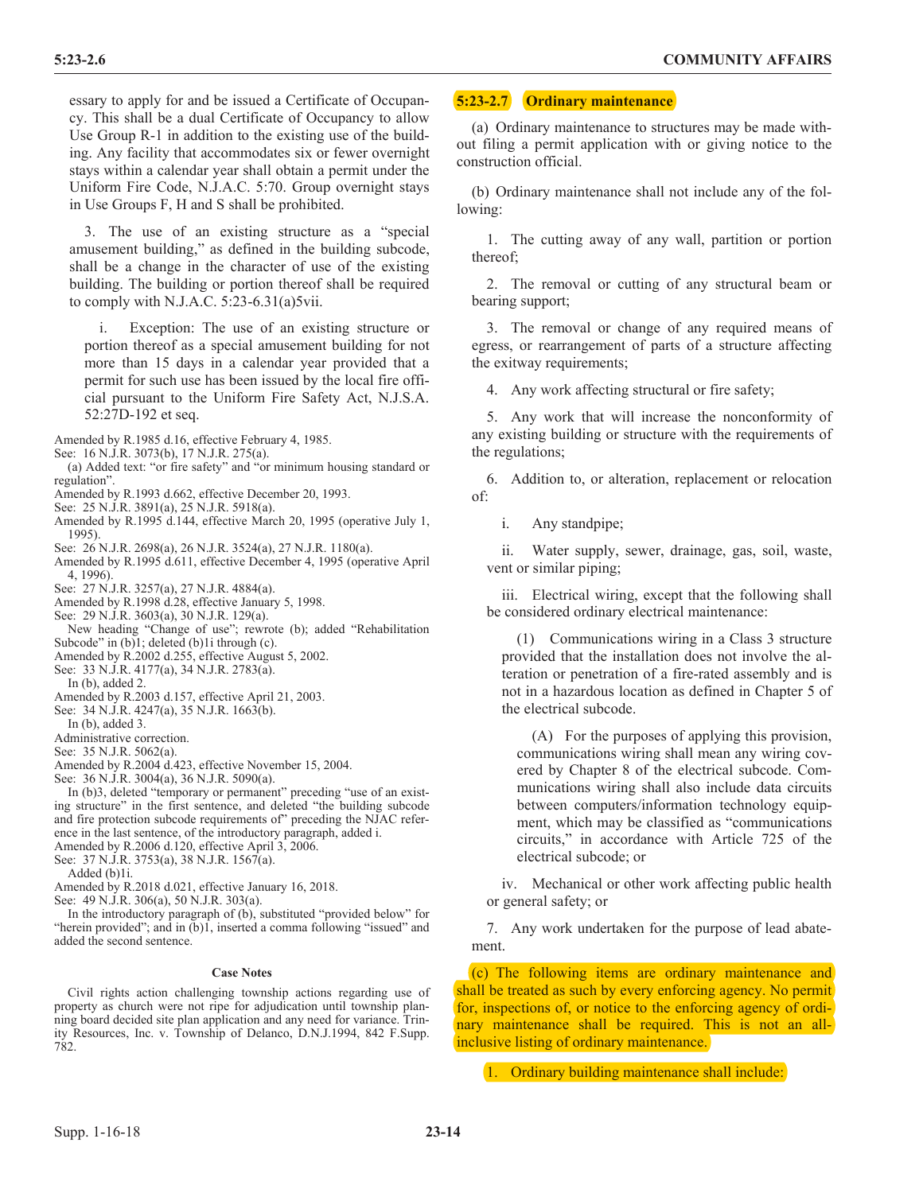essary to apply for and be issued a Certificate of Occupancy. This shall be a dual Certificate of Occupancy to allow Use Group R-1 in addition to the existing use of the building. Any facility that accommodates six or fewer overnight stays within a calendar year shall obtain a permit under the Uniform Fire Code, N.J.A.C. 5:70. Group overnight stays in Use Groups F, H and S shall be prohibited.

3. The use of an existing structure as a "special amusement building," as defined in the building subcode, shall be a change in the character of use of the existing building. The building or portion thereof shall be required to comply with N.J.A.C. 5:23-6.31(a)5vii.

i. Exception: The use of an existing structure or portion thereof as a special amusement building for not more than 15 days in a calendar year provided that a permit for such use has been issued by the local fire official pursuant to the Uniform Fire Safety Act, N.J.S.A. 52:27D-192 et seq.

Amended by R.1985 d.16, effective February 4, 1985.
See: 16 N.J.R. 3073(b), 17 N.J.R. 275(a).
(a) Added text: "or fire safety" and "or minimum housing standard or regulation".
Amended by R.1993 d.662, effective December 20, 1993.
See: 25 N.J.R. 3891(a), 25 N.J.R. 5918(a).
Amended by R.1995 d.144, effective March 20, 1995 (operative July 1, 1995).
See: 26 N.J.R. 2698(a), 26 N.J.R. 3524(a), 27 N.J.R. 1180(a).
Amended by R.1995 d.611, effective December 4, 1995 (operative April 4, 1996).
See: 27 N.J.R. 3257(a), 27 N.J.R. 4884(a).
Amended by R.1998 d.28, effective January 5, 1998.
See: 29 N.J.R. 3603(a), 30 N.J.R. 129(a).
New heading "Change of use"; rewrote (b); added "Rehabilitation Subcode" in (b)1; deleted (b)1i through (c).
Amended by R.2002 d.255, effective August 5, 2002.
See: 33 N.J.R. 4177(a), 34 N.J.R. 2783(a).
In (b), added 2.
Amended by R.2003 d.157, effective April 21, 2003.
See: 34 N.J.R. 4247(a), 35 N.J.R. 1663(b).
In (b), added 3.
Administrative correction.
See: 35 N.J.R. 5062(a).
Amended by R.2004 d.423, effective November 15, 2004.
See: 36 N.J.R. 3004(a), 36 N.J.R. 5090(a).
In (b)3, deleted "temporary or permanent" preceding "use of an existing structure" in the first sentence, and deleted "the building subcode and fire protection subcode requirements of" preceding the NJAC reference in the last sentence, of the introductory paragraph, added i.
Amended by R.2006 d.120, effective April 3, 2006.
See: 37 N.J.R. 3753(a), 38 N.J.R. 1567(a).
Added (b)1i.
Amended by R.2018 d.021, effective January 16, 2018.
See: 49 N.J.R. 306(a), 50 N.J.R. 303(a).
In the introductory paragraph of (b), substituted "provided below" for "herein provided"; and in (b)1, inserted a comma following "issued" and added the second sentence.

#### Case Notes

Civil rights action challenging township actions regarding use of property as church were not ripe for adjudication until township planning board decided site plan application and any need for variance. Trinity Resources, Inc. v. Township of Delanco, D.N.J.1994, 842 F.Supp. 782.

### 5:23-2.7 Ordinary maintenance

(a) Ordinary maintenance to structures may be made without filing a permit application with or giving notice to the construction official.

(b) Ordinary maintenance shall not include any of the following:

1. The cutting away of any wall, partition or portion thereof;

2. The removal or cutting of any structural beam or bearing support;

3. The removal or change of any required means of egress, or rearrangement of parts of a structure affecting the exitway requirements;

4. Any work affecting structural or fire safety;

5. Any work that will increase the nonconformity of any existing building or structure with the requirements of the regulations;

6. Addition to, or alteration, replacement or relocation of:

i. Any standpipe;

ii. Water supply, sewer, drainage, gas, soil, waste, vent or similar piping;

iii. Electrical wiring, except that the following shall be considered ordinary electrical maintenance:

(1) Communications wiring in a Class 3 structure provided that the installation does not involve the alteration or penetration of a fire-rated assembly and is not in a hazardous location as defined in Chapter 5 of the electrical subcode.

(A) For the purposes of applying this provision, communications wiring shall mean any wiring covered by Chapter 8 of the electrical subcode. Communications wiring shall also include data circuits between computers/information technology equipment, which may be classified as "communications circuits," in accordance with Article 725 of the electrical subcode; or

iv. Mechanical or other work affecting public health or general safety; or

7. Any work undertaken for the purpose of lead abatement.

(c) The following items are ordinary maintenance and shall be treated as such by every enforcing agency. No permit for, inspections of, or notice to the enforcing agency of ordinary maintenance shall be required. This is not an all-inclusive listing of ordinary maintenance.

1. Ordinary building maintenance shall include: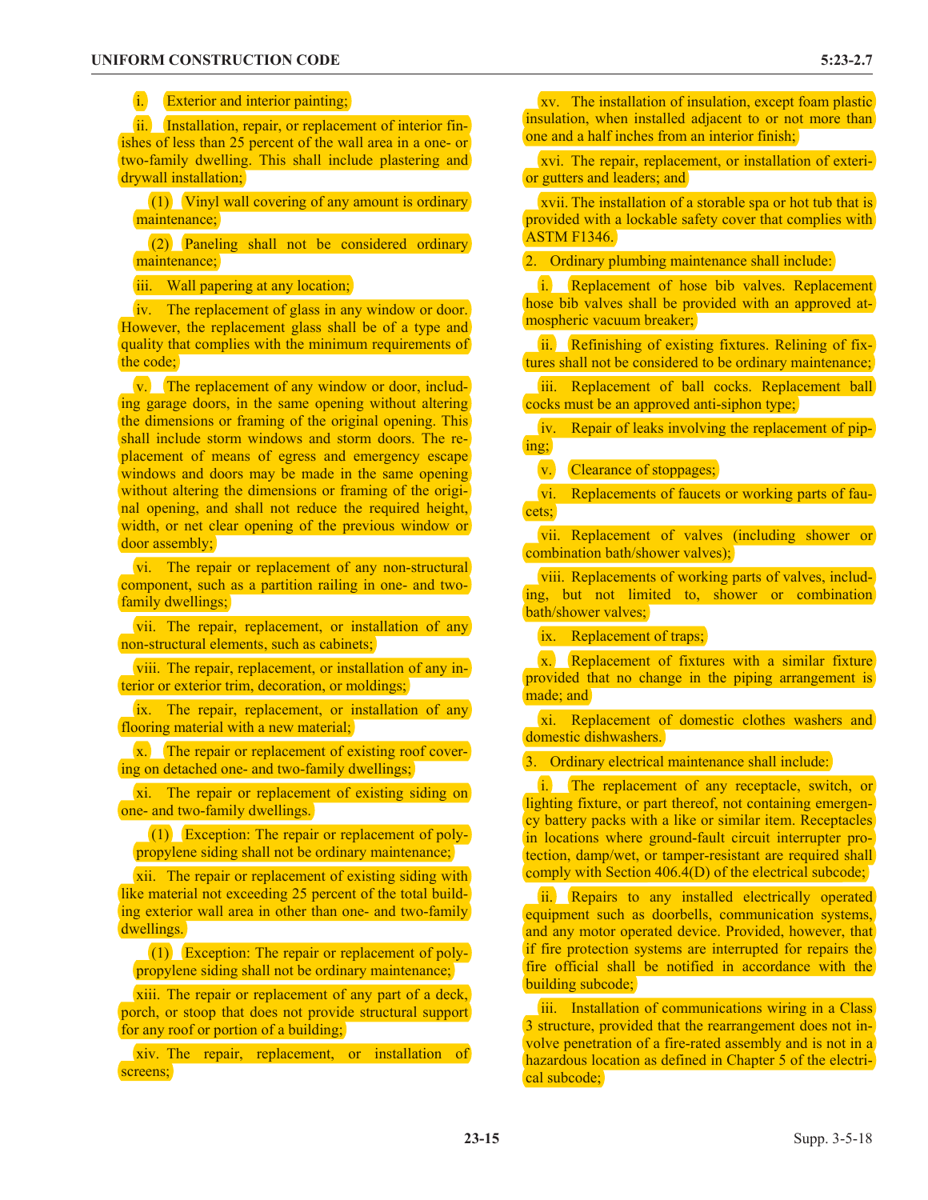i. Exterior and interior painting;

ii. Installation, repair, or replacement of interior finishes of less than 25 percent of the wall area in a one- or two-family dwelling. This shall include plastering and drywall installation;

(1) Vinyl wall covering of any amount is ordinary maintenance;

(2) Paneling shall not be considered ordinary maintenance;

iii. Wall papering at any location;

iv. The replacement of glass in any window or door. However, the replacement glass shall be of a type and quality that complies with the minimum requirements of the code;

v. The replacement of any window or door, including garage doors, in the same opening without altering the dimensions or framing of the original opening. This shall include storm windows and storm doors. The replacement of means of egress and emergency escape windows and doors may be made in the same opening without altering the dimensions or framing of the original opening, and shall not reduce the required height, width, or net clear opening of the previous window or door assembly;

vi. The repair or replacement of any non-structural component, such as a partition railing in one- and two-family dwellings;

vii. The repair, replacement, or installation of any non-structural elements, such as cabinets;

viii. The repair, replacement, or installation of any interior or exterior trim, decoration, or moldings;

ix. The repair, replacement, or installation of any flooring material with a new material;

x. The repair or replacement of existing roof covering on detached one- and two-family dwellings;

xi. The repair or replacement of existing siding on one- and two-family dwellings.

(1) Exception: The repair or replacement of polypropylene siding shall not be ordinary maintenance;

xii. The repair or replacement of existing siding with like material not exceeding 25 percent of the total building exterior wall area in other than one- and two-family dwellings.

(1) Exception: The repair or replacement of polypropylene siding shall not be ordinary maintenance;

xiii. The repair or replacement of any part of a deck, porch, or stoop that does not provide structural support for any roof or portion of a building;

xiv. The repair, replacement, or installation of screens;

xv. The installation of insulation, except foam plastic insulation, when installed adjacent to or not more than one and a half inches from an interior finish;

xvi. The repair, replacement, or installation of exterior gutters and leaders; and

xvii. The installation of a storable spa or hot tub that is provided with a lockable safety cover that complies with ASTM F1346.

2. Ordinary plumbing maintenance shall include:

i. Replacement of hose bib valves. Replacement hose bib valves shall be provided with an approved atmospheric vacuum breaker;

ii. Refinishing of existing fixtures. Relining of fixtures shall not be considered to be ordinary maintenance;

iii. Replacement of ball cocks. Replacement ball cocks must be an approved anti-siphon type;

iv. Repair of leaks involving the replacement of piping;

v. Clearance of stoppages;

vi. Replacements of faucets or working parts of faucets;

vii. Replacement of valves (including shower or combination bath/shower valves);

viii. Replacements of working parts of valves, including, but not limited to, shower or combination bath/shower valves;

ix. Replacement of traps;

x. Replacement of fixtures with a similar fixture provided that no change in the piping arrangement is made; and

xi. Replacement of domestic clothes washers and domestic dishwashers.

3. Ordinary electrical maintenance shall include:

i. The replacement of any receptacle, switch, or lighting fixture, or part thereof, not containing emergency battery packs with a like or similar item. Receptacles in locations where ground-fault circuit interrupter protection, damp/wet, or tamper-resistant are required shall comply with Section 406.4(D) of the electrical subcode;

ii. Repairs to any installed electrically operated equipment such as doorbells, communication systems, and any motor operated device. Provided, however, that if fire protection systems are interrupted for repairs the fire official shall be notified in accordance with the building subcode;

iii. Installation of communications wiring in a Class 3 structure, provided that the rearrangement does not involve penetration of a fire-rated assembly and is not in a hazardous location as defined in Chapter 5 of the electrical subcode;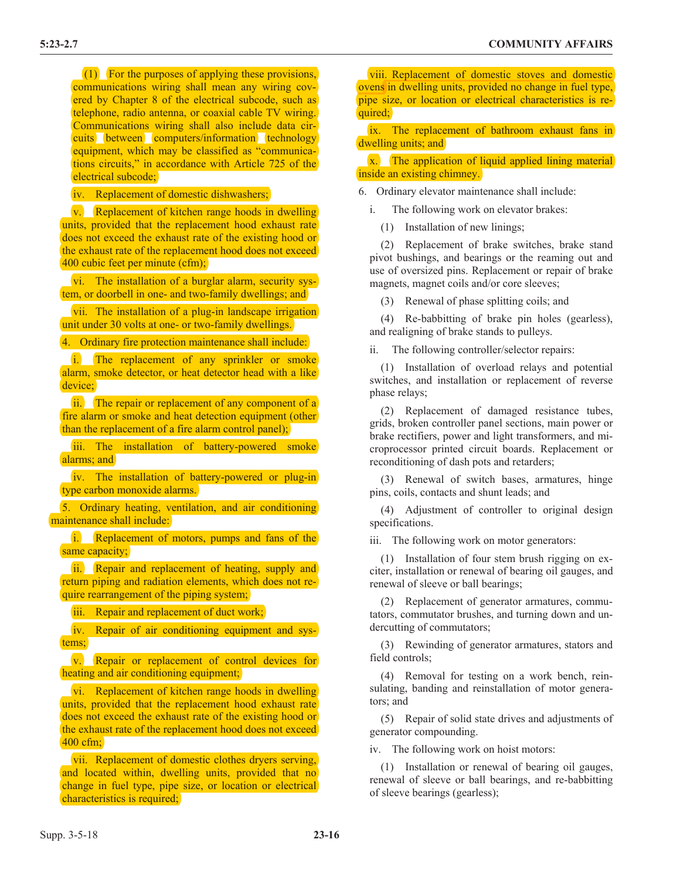(1) For the purposes of applying these provisions, communications wiring shall mean any wiring covered by Chapter 8 of the electrical subcode, such as telephone, radio antenna, or coaxial cable TV wiring. Communications wiring shall also include data circuits between computers/information technology equipment, which may be classified as "communications circuits," in accordance with Article 725 of the electrical subcode;

iv. Replacement of domestic dishwashers;

v. Replacement of kitchen range hoods in dwelling units, provided that the replacement hood exhaust rate does not exceed the exhaust rate of the existing hood or the exhaust rate of the replacement hood does not exceed 400 cubic feet per minute (cfm);

vi. The installation of a burglar alarm, security system, or doorbell in one- and two-family dwellings; and

vii. The installation of a plug-in landscape irrigation unit under 30 volts at one- or two-family dwellings.

4. Ordinary fire protection maintenance shall include:

i. The replacement of any sprinkler or smoke alarm, smoke detector, or heat detector head with a like device;

ii. The repair or replacement of any component of a fire alarm or smoke and heat detection equipment (other than the replacement of a fire alarm control panel);

iii. The installation of battery-powered smoke alarms; and

iv. The installation of battery-powered or plug-in type carbon monoxide alarms.

5. Ordinary heating, ventilation, and air conditioning maintenance shall include:

i. Replacement of motors, pumps and fans of the same capacity;

ii. Repair and replacement of heating, supply and return piping and radiation elements, which does not require rearrangement of the piping system;

iii. Repair and replacement of duct work;

iv. Repair of air conditioning equipment and systems;

v. Repair or replacement of control devices for heating and air conditioning equipment;

vi. Replacement of kitchen range hoods in dwelling units, provided that the replacement hood exhaust rate does not exceed the exhaust rate of the existing hood or the exhaust rate of the replacement hood does not exceed 400 cfm;

vii. Replacement of domestic clothes dryers serving, and located within, dwelling units, provided that no change in fuel type, pipe size, or location or electrical characteristics is required;

viii. Replacement of domestic stoves and domestic ovens in dwelling units, provided no change in fuel type, pipe size, or location or electrical characteristics is required;

ix. The replacement of bathroom exhaust fans in dwelling units; and

x. The application of liquid applied lining material inside an existing chimney.

6. Ordinary elevator maintenance shall include:

i. The following work on elevator brakes:

(1) Installation of new linings;

(2) Replacement of brake switches, brake stand pivot bushings, and bearings or the reaming out and use of oversized pins. Replacement or repair of brake magnets, magnet coils and/or core sleeves;

(3) Renewal of phase splitting coils; and

(4) Re-babbitting of brake pin holes (gearless), and realigning of brake stands to pulleys.

ii. The following controller/selector repairs:

(1) Installation of overload relays and potential switches, and installation or replacement of reverse phase relays;

(2) Replacement of damaged resistance tubes, grids, broken controller panel sections, main power or brake rectifiers, power and light transformers, and microprocessor printed circuit boards. Replacement or reconditioning of dash pots and retarders;

(3) Renewal of switch bases, armatures, hinge pins, coils, contacts and shunt leads; and

(4) Adjustment of controller to original design specifications.

iii. The following work on motor generators:

(1) Installation of four stem brush rigging on exciter, installation or renewal of bearing oil gauges, and renewal of sleeve or ball bearings;

(2) Replacement of generator armatures, commutators, commutator brushes, and turning down and undercutting of commutators;

(3) Rewinding of generator armatures, stators and field controls;

(4) Removal for testing on a work bench, reinsulating, banding and reinstallation of motor generators; and

(5) Repair of solid state drives and adjustments of generator compounding.

iv. The following work on hoist motors:

(1) Installation or renewal of bearing oil gauges, renewal of sleeve or ball bearings, and re-babbitting of sleeve bearings (gearless);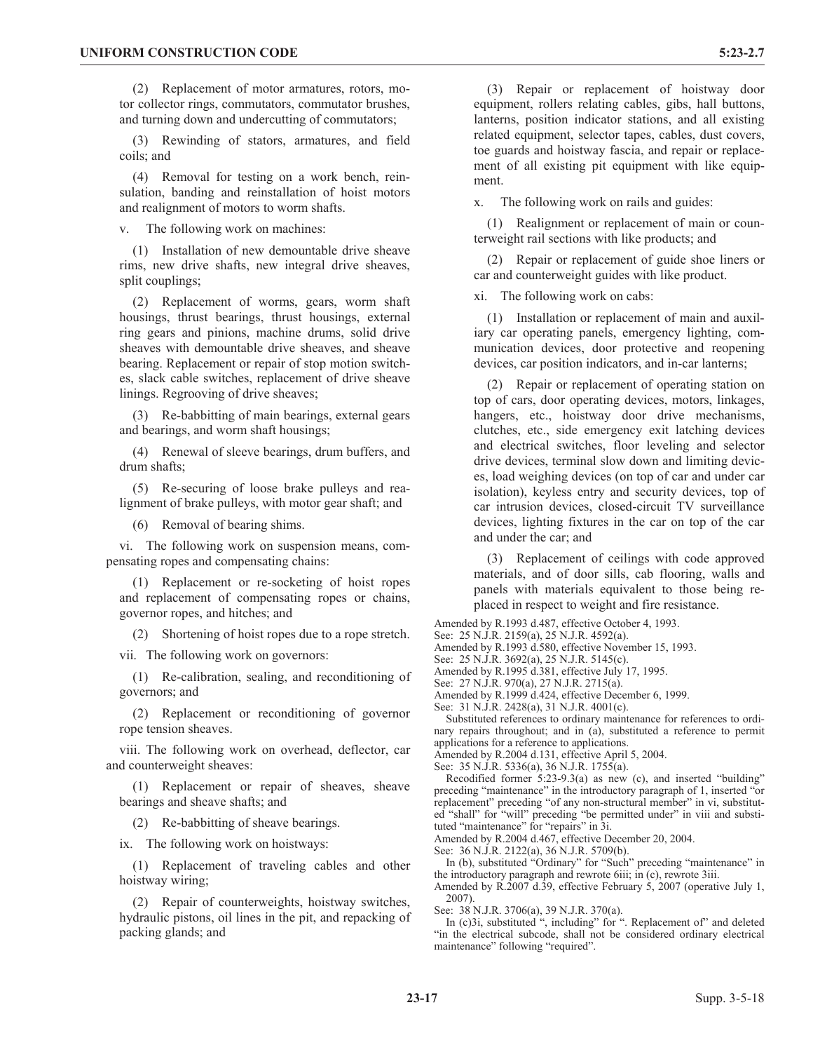(2) Replacement of motor armatures, rotors, motor collector rings, commutators, commutator brushes, and turning down and undercutting of commutators;

(3) Rewinding of stators, armatures, and field coils; and

(4) Removal for testing on a work bench, reinsulation, banding and reinstallation of hoist motors and realignment of motors to worm shafts.

v. The following work on machines:

(1) Installation of new demountable drive sheave rims, new drive shafts, new integral drive sheaves, split couplings;

(2) Replacement of worms, gears, worm shaft housings, thrust bearings, thrust housings, external ring gears and pinions, machine drums, solid drive sheaves with demountable drive sheaves, and sheave bearing. Replacement or repair of stop motion switches, slack cable switches, replacement of drive sheave linings. Regrooving of drive sheaves;

(3) Re-babbitting of main bearings, external gears and bearings, and worm shaft housings;

(4) Renewal of sleeve bearings, drum buffers, and drum shafts;

(5) Re-securing of loose brake pulleys and realignment of brake pulleys, with motor gear shaft; and

(6) Removal of bearing shims.

vi. The following work on suspension means, compensating ropes and compensating chains:

(1) Replacement or re-socketing of hoist ropes and replacement of compensating ropes or chains, governor ropes, and hitches; and

(2) Shortening of hoist ropes due to a rope stretch.

vii. The following work on governors:

(1) Re-calibration, sealing, and reconditioning of governors; and

(2) Replacement or reconditioning of governor rope tension sheaves.

viii. The following work on overhead, deflector, car and counterweight sheaves:

(1) Replacement or repair of sheaves, sheave bearings and sheave shafts; and

(2) Re-babbitting of sheave bearings.

ix. The following work on hoistways:

(1) Replacement of traveling cables and other hoistway wiring;

(2) Repair of counterweights, hoistway switches, hydraulic pistons, oil lines in the pit, and repacking of packing glands; and

(3) Repair or replacement of hoistway door equipment, rollers relating cables, gibs, hall buttons, lanterns, position indicator stations, and all existing related equipment, selector tapes, cables, dust covers, toe guards and hoistway fascia, and repair or replacement of all existing pit equipment with like equipment.

x. The following work on rails and guides:

(1) Realignment or replacement of main or counterweight rail sections with like products; and

(2) Repair or replacement of guide shoe liners or car and counterweight guides with like product.

xi. The following work on cabs:

(1) Installation or replacement of main and auxiliary car operating panels, emergency lighting, communication devices, door protective and reopening devices, car position indicators, and in-car lanterns;

(2) Repair or replacement of operating station on top of cars, door operating devices, motors, linkages, hangers, etc., hoistway door drive mechanisms, clutches, etc., side emergency exit latching devices and electrical switches, floor leveling and selector drive devices, terminal slow down and limiting devices, load weighing devices (on top of car and under car isolation), keyless entry and security devices, top of car intrusion devices, closed-circuit TV surveillance devices, lighting fixtures in the car on top of the car and under the car; and

(3) Replacement of ceilings with code approved materials, and of door sills, cab flooring, walls and panels with materials equivalent to those being replaced in respect to weight and fire resistance.

Amended by R.1993 d.487, effective October 4, 1993.
See: 25 N.J.R. 2159(a), 25 N.J.R. 4592(a).
Amended by R.1993 d.580, effective November 15, 1993.
See: 25 N.J.R. 3692(a), 25 N.J.R. 5145(c).
Amended by R.1995 d.381, effective July 17, 1995.
See: 27 N.J.R. 970(a), 27 N.J.R. 2715(a).
Amended by R.1999 d.424, effective December 6, 1999.
See: 31 N.J.R. 2428(a), 31 N.J.R. 4001(c).

Substituted references to ordinary maintenance for references to ordinary repairs throughout; and in (a), substituted a reference to permit applications for a reference to applications.

Amended by R.2004 d.131, effective April 5, 2004.
See: 35 N.J.R. 5336(a), 36 N.J.R. 1755(a).

Recodified former 5:23-9.3(a) as new (c), and inserted "building" preceding "maintenance" in the introductory paragraph of 1, inserted "or replacement" preceding "of any non-structural member" in vi, substituted "shall" for "will" preceding "be permitted under" in viii and substituted "maintenance" for "repairs" in 3i.

Amended by R.2004 d.467, effective December 20, 2004.
See: 36 N.J.R. 2122(a), 36 N.J.R. 5709(b).

In (b), substituted "Ordinary" for "Such" preceding "maintenance" in the introductory paragraph and rewrote 6iii; in (c), rewrote 3iii.

Amended by R.2007 d.39, effective February 5, 2007 (operative July 1, 2007).
See: 38 N.J.R. 3706(a), 39 N.J.R. 370(a).

In (c)3i, substituted ", including" for ". Replacement of" and deleted "in the electrical subcode, shall not be considered ordinary electrical maintenance" following "required".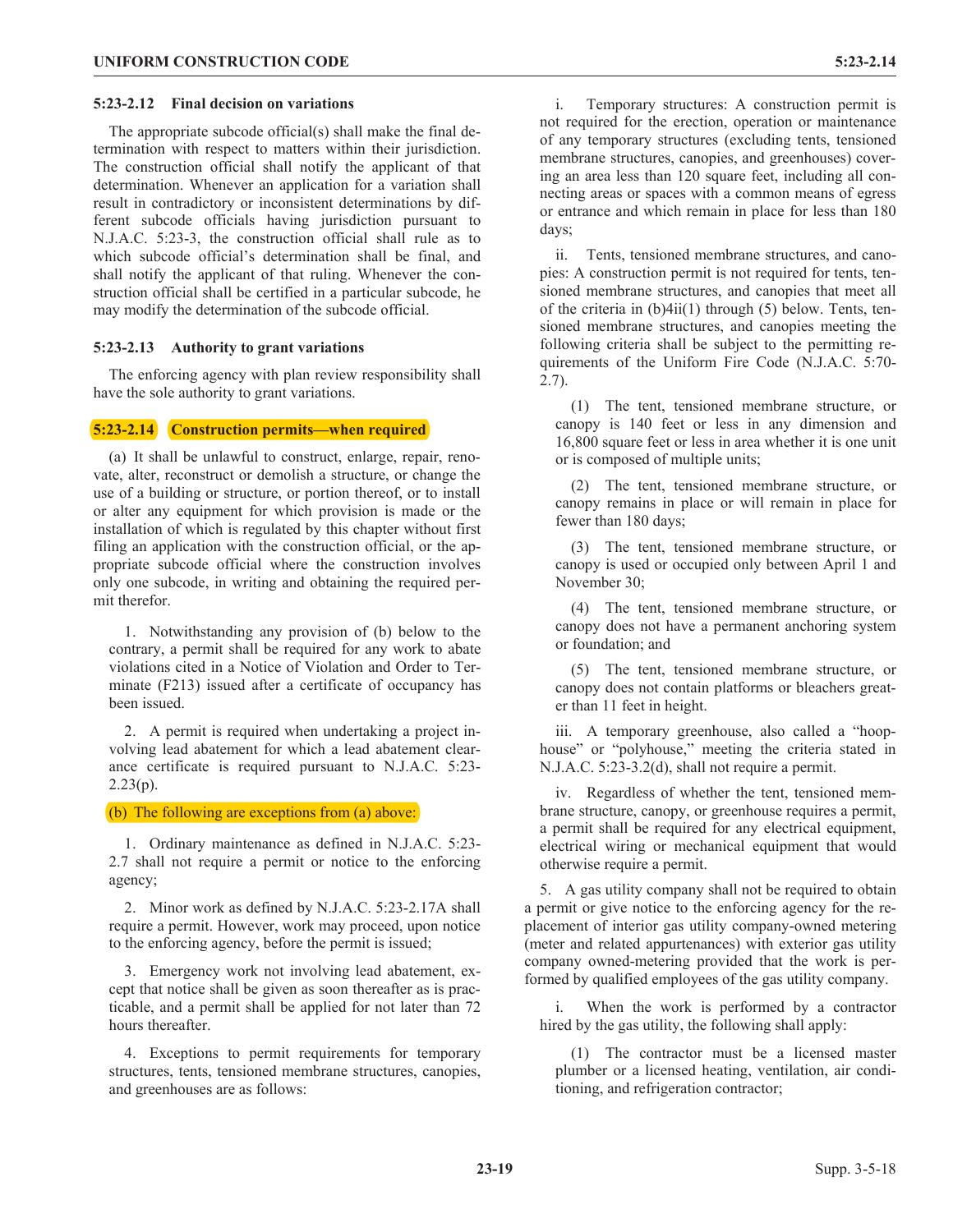### 5:23-2.12 Final decision on variations

The appropriate subcode official(s) shall make the final determination with respect to matters within their jurisdiction. The construction official shall notify the applicant of that determination. Whenever an application for a variation shall result in contradictory or inconsistent determinations by different subcode officials having jurisdiction pursuant to N.J.A.C. 5:23-3, the construction official shall rule as to which subcode official's determination shall be final, and shall notify the applicant of that ruling. Whenever the construction official shall be certified in a particular subcode, he may modify the determination of the subcode official.

### 5:23-2.13 Authority to grant variations

The enforcing agency with plan review responsibility shall have the sole authority to grant variations.

### 5:23-2.14 Construction permits—when required

(a) It shall be unlawful to construct, enlarge, repair, renovate, alter, reconstruct or demolish a structure, or change the use of a building or structure, or portion thereof, or to install or alter any equipment for which provision is made or the installation of which is regulated by this chapter without first filing an application with the construction official, or the appropriate subcode official where the construction involves only one subcode, in writing and obtaining the required permit therefor.

1. Notwithstanding any provision of (b) below to the contrary, a permit shall be required for any work to abate violations cited in a Notice of Violation and Order to Terminate (F213) issued after a certificate of occupancy has been issued.

2. A permit is required when undertaking a project involving lead abatement for which a lead abatement clearance certificate is required pursuant to N.J.A.C. 5:23-2.23(p).

(b) The following are exceptions from (a) above:

1. Ordinary maintenance as defined in N.J.A.C. 5:23-2.7 shall not require a permit or notice to the enforcing agency;

2. Minor work as defined by N.J.A.C. 5:23-2.17A shall require a permit. However, work may proceed, upon notice to the enforcing agency, before the permit is issued;

3. Emergency work not involving lead abatement, except that notice shall be given as soon thereafter as is practicable, and a permit shall be applied for not later than 72 hours thereafter.

4. Exceptions to permit requirements for temporary structures, tents, tensioned membrane structures, canopies, and greenhouses are as follows:

i. Temporary structures: A construction permit is not required for the erection, operation or maintenance of any temporary structures (excluding tents, tensioned membrane structures, canopies, and greenhouses) covering an area less than 120 square feet, including all connecting areas or spaces with a common means of egress or entrance and which remain in place for less than 180 days;

ii. Tents, tensioned membrane structures, and canopies: A construction permit is not required for tents, tensioned membrane structures, and canopies that meet all of the criteria in (b)4ii(1) through (5) below. Tents, tensioned membrane structures, and canopies meeting the following criteria shall be subject to the permitting requirements of the Uniform Fire Code (N.J.A.C. 5:70-2.7).

(1) The tent, tensioned membrane structure, or canopy is 140 feet or less in any dimension and 16,800 square feet or less in area whether it is one unit or is composed of multiple units;

(2) The tent, tensioned membrane structure, or canopy remains in place or will remain in place for fewer than 180 days;

(3) The tent, tensioned membrane structure, or canopy is used or occupied only between April 1 and November 30;

(4) The tent, tensioned membrane structure, or canopy does not have a permanent anchoring system or foundation; and

(5) The tent, tensioned membrane structure, or canopy does not contain platforms or bleachers greater than 11 feet in height.

iii. A temporary greenhouse, also called a "hoop-house" or "polyhouse," meeting the criteria stated in N.J.A.C. 5:23-3.2(d), shall not require a permit.

iv. Regardless of whether the tent, tensioned membrane structure, canopy, or greenhouse requires a permit, a permit shall be required for any electrical equipment, electrical wiring or mechanical equipment that would otherwise require a permit.

5. A gas utility company shall not be required to obtain a permit or give notice to the enforcing agency for the replacement of interior gas utility company-owned metering (meter and related appurtenances) with exterior gas utility company owned-metering provided that the work is performed by qualified employees of the gas utility company.

i. When the work is performed by a contractor hired by the gas utility, the following shall apply:

(1) The contractor must be a licensed master plumber or a licensed heating, ventilation, air conditioning, and refrigeration contractor;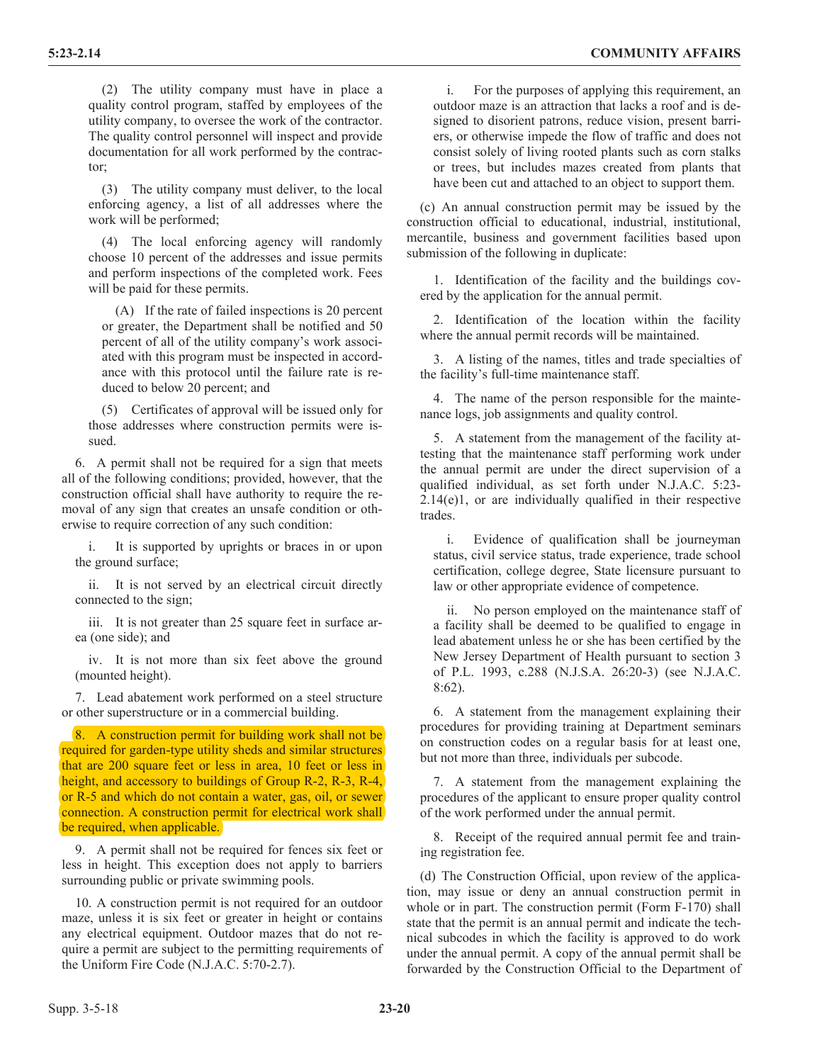(2) The utility company must have in place a quality control program, staffed by employees of the utility company, to oversee the work of the contractor. The quality control personnel will inspect and provide documentation for all work performed by the contractor;

(3) The utility company must deliver, to the local enforcing agency, a list of all addresses where the work will be performed;

(4) The local enforcing agency will randomly choose 10 percent of the addresses and issue permits and perform inspections of the completed work. Fees will be paid for these permits.

(A) If the rate of failed inspections is 20 percent or greater, the Department shall be notified and 50 percent of all of the utility company's work associated with this program must be inspected in accordance with this protocol until the failure rate is reduced to below 20 percent; and

(5) Certificates of approval will be issued only for those addresses where construction permits were issued.

6. A permit shall not be required for a sign that meets all of the following conditions; provided, however, that the construction official shall have authority to require the removal of any sign that creates an unsafe condition or otherwise to require correction of any such condition:

i. It is supported by uprights or braces in or upon the ground surface;

ii. It is not served by an electrical circuit directly connected to the sign;

iii. It is not greater than 25 square feet in surface area (one side); and

iv. It is not more than six feet above the ground (mounted height).

7. Lead abatement work performed on a steel structure or other superstructure or in a commercial building.

8. A construction permit for building work shall not be required for garden-type utility sheds and similar structures that are 200 square feet or less in area, 10 feet or less in height, and accessory to buildings of Group R-2, R-3, R-4, or R-5 and which do not contain a water, gas, oil, or sewer connection. A construction permit for electrical work shall be required, when applicable.

9. A permit shall not be required for fences six feet or less in height. This exception does not apply to barriers surrounding public or private swimming pools.

10. A construction permit is not required for an outdoor maze, unless it is six feet or greater in height or contains any electrical equipment. Outdoor mazes that do not require a permit are subject to the permitting requirements of the Uniform Fire Code (N.J.A.C. 5:70-2.7).

i. For the purposes of applying this requirement, an outdoor maze is an attraction that lacks a roof and is designed to disorient patrons, reduce vision, present barriers, or otherwise impede the flow of traffic and does not consist solely of living rooted plants such as corn stalks or trees, but includes mazes created from plants that have been cut and attached to an object to support them.

(c) An annual construction permit may be issued by the construction official to educational, industrial, institutional, mercantile, business and government facilities based upon submission of the following in duplicate:

1. Identification of the facility and the buildings covered by the application for the annual permit.

2. Identification of the location within the facility where the annual permit records will be maintained.

3. A listing of the names, titles and trade specialties of the facility's full-time maintenance staff.

4. The name of the person responsible for the maintenance logs, job assignments and quality control.

5. A statement from the management of the facility attesting that the maintenance staff performing work under the annual permit are under the direct supervision of a qualified individual, as set forth under N.J.A.C. 5:23-2.14(e)1, or are individually qualified in their respective trades.

i. Evidence of qualification shall be journeyman status, civil service status, trade experience, trade school certification, college degree, State licensure pursuant to law or other appropriate evidence of competence.

ii. No person employed on the maintenance staff of a facility shall be deemed to be qualified to engage in lead abatement unless he or she has been certified by the New Jersey Department of Health pursuant to section 3 of P.L. 1993, c.288 (N.J.S.A. 26:20-3) (see N.J.A.C. 8:62).

6. A statement from the management explaining their procedures for providing training at Department seminars on construction codes on a regular basis for at least one, but not more than three, individuals per subcode.

7. A statement from the management explaining the procedures of the applicant to ensure proper quality control of the work performed under the annual permit.

8. Receipt of the required annual permit fee and training registration fee.

(d) The Construction Official, upon review of the application, may issue or deny an annual construction permit in whole or in part. The construction permit (Form F-170) shall state that the permit is an annual permit and indicate the technical subcodes in which the facility is approved to do work under the annual permit. A copy of the annual permit shall be forwarded by the Construction Official to the Department of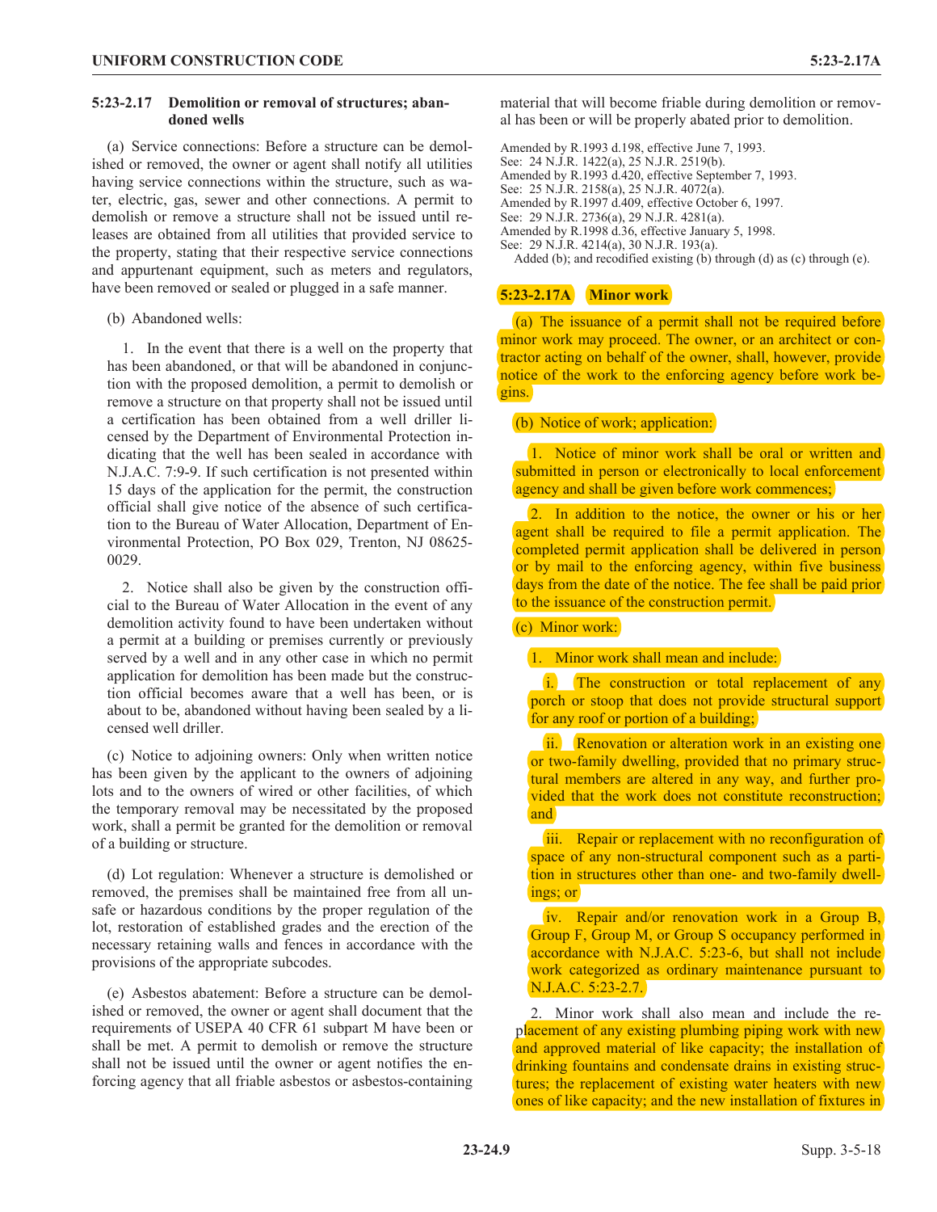### 5:23-2.17 Demolition or removal of structures; abandoned wells

(a) Service connections: Before a structure can be demolished or removed, the owner or agent shall notify all utilities having service connections within the structure, such as water, electric, gas, sewer and other connections. A permit to demolish or remove a structure shall not be issued until releases are obtained from all utilities that provided service to the property, stating that their respective service connections and appurtenant equipment, such as meters and regulators, have been removed or sealed or plugged in a safe manner.

(b) Abandoned wells:

1. In the event that there is a well on the property that has been abandoned, or that will be abandoned in conjunction with the proposed demolition, a permit to demolish or remove a structure on that property shall not be issued until a certification has been obtained from a well driller licensed by the Department of Environmental Protection indicating that the well has been sealed in accordance with N.J.A.C. 7:9-9. If such certification is not presented within 15 days of the application for the permit, the construction official shall give notice of the absence of such certification to the Bureau of Water Allocation, Department of Environmental Protection, PO Box 029, Trenton, NJ 08625-0029.

2. Notice shall also be given by the construction official to the Bureau of Water Allocation in the event of any demolition activity found to have been undertaken without a permit at a building or premises currently or previously served by a well and in any other case in which no permit application for demolition has been made but the construction official becomes aware that a well has been, or is about to be, abandoned without having been sealed by a licensed well driller.

(c) Notice to adjoining owners: Only when written notice has been given by the applicant to the owners of adjoining lots and to the owners of wired or other facilities, of which the temporary removal may be necessitated by the proposed work, shall a permit be granted for the demolition or removal of a building or structure.

(d) Lot regulation: Whenever a structure is demolished or removed, the premises shall be maintained free from all unsafe or hazardous conditions by the proper regulation of the lot, restoration of established grades and the erection of the necessary retaining walls and fences in accordance with the provisions of the appropriate subcodes.

(e) Asbestos abatement: Before a structure can be demolished or removed, the owner or agent shall document that the requirements of USEPA 40 CFR 61 subpart M have been or shall be met. A permit to demolish or remove the structure shall not be issued until the owner or agent notifies the enforcing agency that all friable asbestos or asbestos-containing material that will become friable during demolition or removal has been or will be properly abated prior to demolition.

Amended by R.1993 d.198, effective June 7, 1993.
See: 24 N.J.R. 1422(a), 25 N.J.R. 2519(b).
Amended by R.1993 d.420, effective September 7, 1993.
See: 25 N.J.R. 2158(a), 25 N.J.R. 4072(a).
Amended by R.1997 d.409, effective October 6, 1997.
See: 29 N.J.R. 2736(a), 29 N.J.R. 4281(a).
Amended by R.1998 d.36, effective January 5, 1998.
See: 29 N.J.R. 4214(a), 30 N.J.R. 193(a).
Added (b); and recodified existing (b) through (d) as (c) through (e).

### 5:23-2.17A Minor work

(a) The issuance of a permit shall not be required before minor work may proceed. The owner, or an architect or contractor acting on behalf of the owner, shall, however, provide notice of the work to the enforcing agency before work begins.

(b) Notice of work; application:

1. Notice of minor work shall be oral or written and submitted in person or electronically to local enforcement agency and shall be given before work commences;

2. In addition to the notice, the owner or his or her agent shall be required to file a permit application. The completed permit application shall be delivered in person or by mail to the enforcing agency, within five business days from the date of the notice. The fee shall be paid prior to the issuance of the construction permit.

(c) Minor work:

1. Minor work shall mean and include:

i. The construction or total replacement of any porch or stoop that does not provide structural support for any roof or portion of a building;

ii. Renovation or alteration work in an existing one or two-family dwelling, provided that no primary structural members are altered in any way, and further provided that the work does not constitute reconstruction; and

iii. Repair or replacement with no reconfiguration of space of any non-structural component such as a partition in structures other than one- and two-family dwellings; or

iv. Repair and/or renovation work in a Group B, Group F, Group M, or Group S occupancy performed in accordance with N.J.A.C. 5:23-6, but shall not include work categorized as ordinary maintenance pursuant to N.J.A.C. 5:23-2.7.

2. Minor work shall also mean and include the replacement of any existing plumbing piping work with new and approved material of like capacity; the installation of drinking fountains and condensate drains in existing structures; the replacement of existing water heaters with new ones of like capacity; and the new installation of fixtures in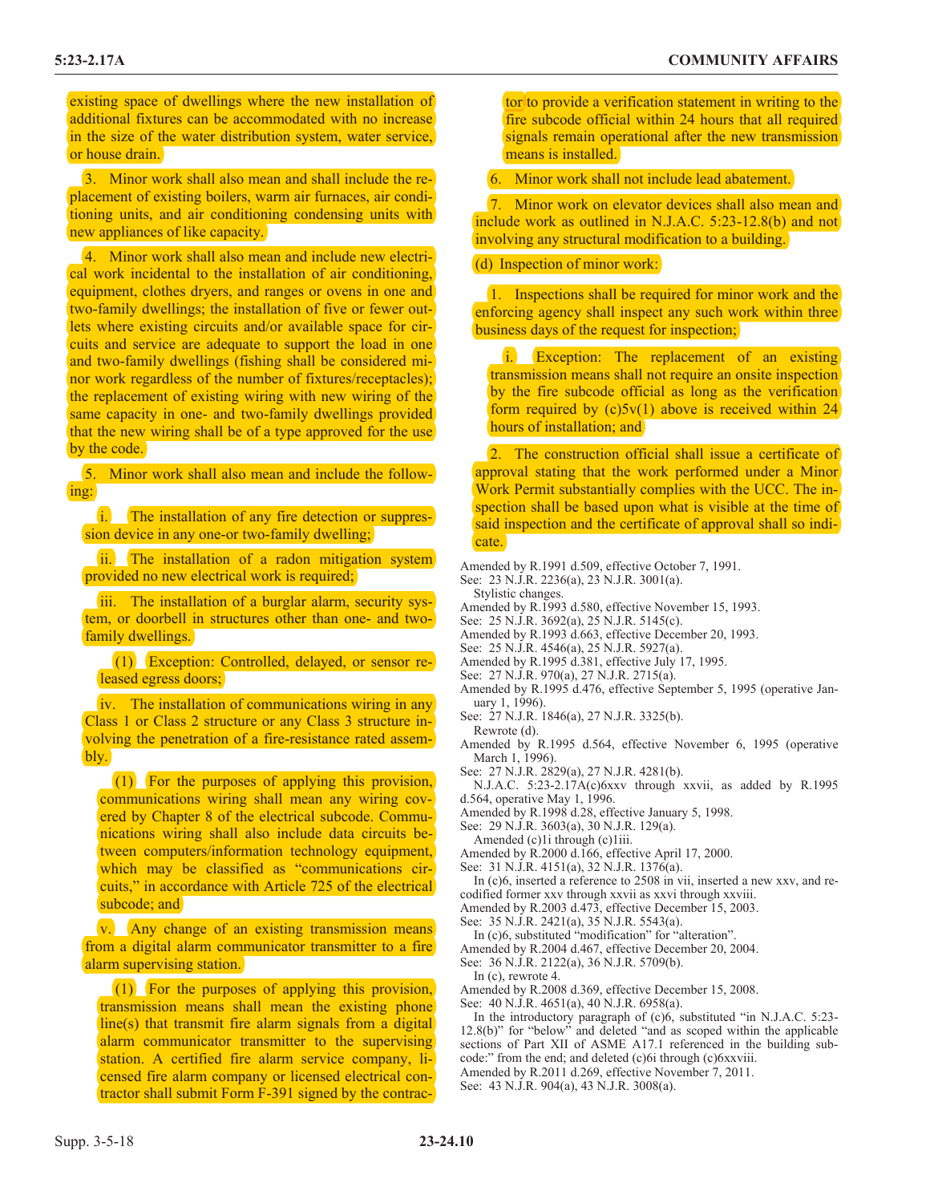existing space of dwellings where the new installation of additional fixtures can be accommodated with no increase in the size of the water distribution system, water service, or house drain.

3. Minor work shall also mean and shall include the replacement of existing boilers, warm air furnaces, air conditioning units, and air conditioning condensing units with new appliances of like capacity.

4. Minor work shall also mean and include new electrical work incidental to the installation of air conditioning, equipment, clothes dryers, and ranges or ovens in one and two-family dwellings; the installation of five or fewer outlets where existing circuits and/or available space for circuits and service are adequate to support the load in one and two-family dwellings (fishing shall be considered minor work regardless of the number of fixtures/receptacles); the replacement of existing wiring with new wiring of the same capacity in one- and two-family dwellings provided that the new wiring shall be of a type approved for the use by the code.

5. Minor work shall also mean and include the following:

i. The installation of any fire detection or suppression device in any one-or two-family dwelling;

ii. The installation of a radon mitigation system provided no new electrical work is required;

iii. The installation of a burglar alarm, security system, or doorbell in structures other than one- and two-family dwellings.

(1) Exception: Controlled, delayed, or sensor released egress doors;

iv. The installation of communications wiring in any Class 1 or Class 2 structure or any Class 3 structure involving the penetration of a fire-resistance rated assembly.

(1) For the purposes of applying this provision, communications wiring shall mean any wiring covered by Chapter 8 of the electrical subcode. Communications wiring shall also include data circuits between computers/information technology equipment, which may be classified as "communications circuits," in accordance with Article 725 of the electrical subcode; and

v. Any change of an existing transmission means from a digital alarm communicator transmitter to a fire alarm supervising station.

(1) For the purposes of applying this provision, transmission means shall mean the existing phone line(s) that transmit fire alarm signals from a digital alarm communicator transmitter to the supervising station. A certified fire alarm service company, licensed fire alarm company or licensed electrical contractor shall submit Form F-391 signed by the contractor to provide a verification statement in writing to the fire subcode official within 24 hours that all required signals remain operational after the new transmission means is installed.

6. Minor work shall not include lead abatement.

7. Minor work on elevator devices shall also mean and include work as outlined in N.J.A.C. 5:23-12.8(b) and not involving any structural modification to a building.

(d) Inspection of minor work:

1. Inspections shall be required for minor work and the enforcing agency shall inspect any such work within three business days of the request for inspection;

i. Exception: The replacement of an existing transmission means shall not require an onsite inspection by the fire subcode official as long as the verification form required by (c)5v(1) above is received within 24 hours of installation; and

2. The construction official shall issue a certificate of approval stating that the work performed under a Minor Work Permit substantially complies with the UCC. The inspection shall be based upon what is visible at the time of said inspection and the certificate of approval shall so indicate.

Amended by R.1991 d.509, effective October 7, 1991.
See: 23 N.J.R. 2236(a), 23 N.J.R. 3001(a).
Stylistic changes.
Amended by R.1993 d.580, effective November 15, 1993.
See: 25 N.J.R. 3692(a), 25 N.J.R. 5145(c).
Amended by R.1993 d.663, effective December 20, 1993.
See: 25 N.J.R. 4546(a), 25 N.J.R. 5927(a).
Amended by R.1995 d.381, effective July 17, 1995.
See: 27 N.J.R. 970(a), 27 N.J.R. 2715(a).
Amended by R.1995 d.476, effective September 5, 1995 (operative January 1, 1996).
See: 27 N.J.R. 1846(a), 27 N.J.R. 3325(b).
Rewrote (d).
Amended by R.1995 d.564, effective November 6, 1995 (operative March 1, 1996).
See: 27 N.J.R. 2829(a), 27 N.J.R. 4281(b).
N.J.A.C. 5:23-2.17A(c)6xxv through xxvii, as added by R.1995 d.564, operative May 1, 1996.
Amended by R.1998 d.28, effective January 5, 1998.
See: 29 N.J.R. 3603(a), 30 N.J.R. 129(a).
Amended (c)1i through (c)1iii.
Amended by R.2000 d.166, effective April 17, 2000.
See: 31 N.J.R. 4151(a), 32 N.J.R. 1376(a).
In (c)6, inserted a reference to 2508 in vii, inserted a new xxv, and recodified former xxv through xxvii as xxvi through xxviii.
Amended by R.2003 d.473, effective December 15, 2003.
See: 35 N.J.R. 2421(a), 35 N.J.R. 5543(a).
In (c)6, substituted "modification" for "alteration".
Amended by R.2004 d.467, effective December 20, 2004.
See: 36 N.J.R. 2122(a), 36 N.J.R. 5709(b).
In (c), rewrote 4.
Amended by R.2008 d.369, effective December 15, 2008.
See: 40 N.J.R. 4651(a), 40 N.J.R. 6958(a).
In the introductory paragraph of (c)6, substituted "in N.J.A.C. 5:23-12.8(b)" for "below" and deleted "and as scoped within the applicable sections of Part XII of ASME A17.1 referenced in the building subcode:" from the end; and deleted (c)6i through (c)6xxviii.
Amended by R.2011 d.269, effective November 7, 2011.
See: 43 N.J.R. 904(a), 43 N.J.R. 3008(a).